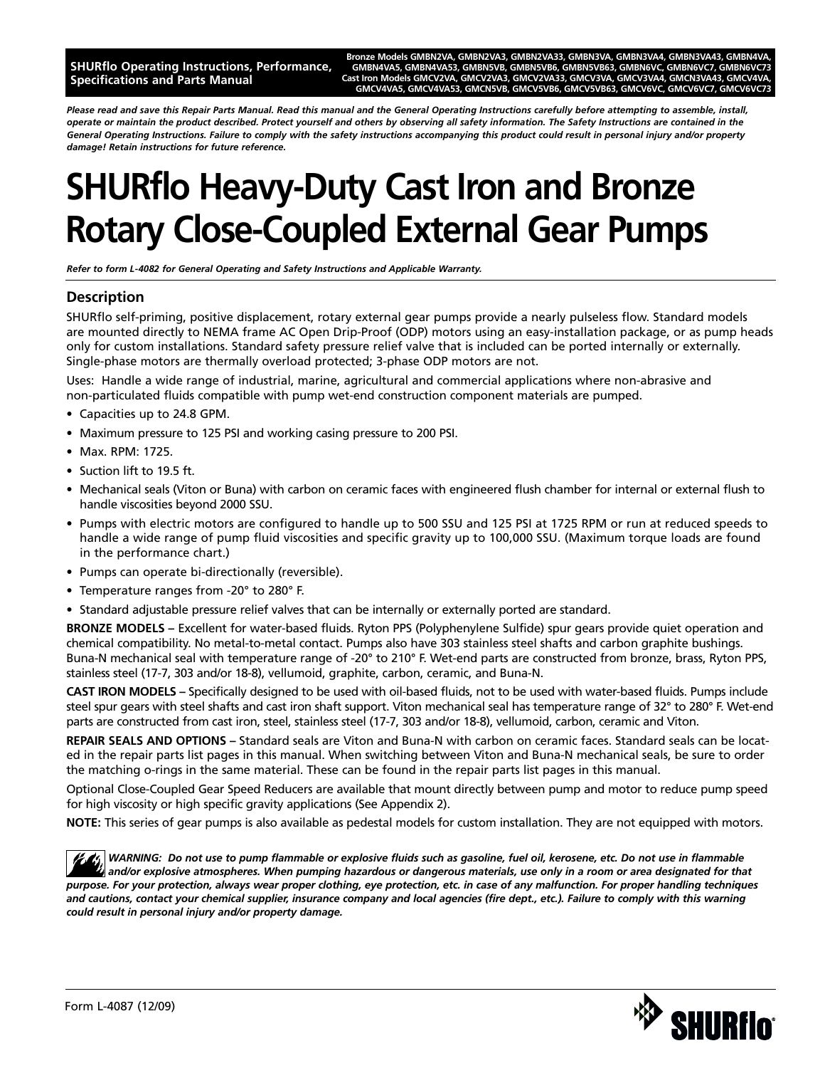**SHURflo Operating Instructions, Performance, Specifications and Parts Manual**

**Bronze Models GMBN2VA, GMBN2VA3, GMBN2VA33, GMBN3VA, GMBN3VA4, GMBN3VA43, GMBN4VA, GMBN4VA5, GMBN4VA53, GMBN5VB, GMBN5VB6, GMBN5VB63, GMBN6VC, GMBN6VC7, GMBN6VC73**
**Cast Iron Models GMCV2VA, GMCV2VA3, GMCV2VA33, GMCV3VA, GMCV3VA4, GMCN3VA43, GMCV4VA, GMCV4VA5, GMCV4VA53, GMCN5VB, GMCV5VB6, GMCV5VB63, GMCV6VC, GMCV6VC7, GMCV6VC73**

***Please read and save this Repair Parts Manual. Read this manual and the General Operating Instructions carefully before attempting to assemble, install, operate or maintain the product described. Protect yourself and others by observing all safety information. The Safety Instructions are contained in the General Operating Instructions. Failure to comply with the safety instructions accompanying this product could result in personal injury and/or property damage! Retain instructions for future reference.***

# SHURflo Heavy-Duty Cast Iron and Bronze Rotary Close-Coupled External Gear Pumps

***Refer to form L-4082 for General Operating and Safety Instructions and Applicable Warranty.***

## Description

SHURflo self-priming, positive displacement, rotary external gear pumps provide a nearly pulseless flow. Standard models are mounted directly to NEMA frame AC Open Drip-Proof (ODP) motors using an easy-installation package, or as pump heads only for custom installations. Standard safety pressure relief valve that is included can be ported internally or externally. Single-phase motors are thermally overload protected; 3-phase ODP motors are not.

Uses: Handle a wide range of industrial, marine, agricultural and commercial applications where non-abrasive and non-particulated fluids compatible with pump wet-end construction component materials are pumped.

- Capacities up to 24.8 GPM.
- Maximum pressure to 125 PSI and working casing pressure to 200 PSI.
- Max. RPM: 1725.
- Suction lift to 19.5 ft.
- Mechanical seals (Viton or Buna) with carbon on ceramic faces with engineered flush chamber for internal or external flush to handle viscosities beyond 2000 SSU.
- Pumps with electric motors are configured to handle up to 500 SSU and 125 PSI at 1725 RPM or run at reduced speeds to handle a wide range of pump fluid viscosities and specific gravity up to 100,000 SSU. (Maximum torque loads are found in the performance chart.)
- Pumps can operate bi-directionally (reversible).
- Temperature ranges from -20° to 280° F.
- Standard adjustable pressure relief valves that can be internally or externally ported are standard.

**BRONZE MODELS** – Excellent for water-based fluids. Ryton PPS (Polyphenylene Sulfide) spur gears provide quiet operation and chemical compatibility. No metal-to-metal contact. Pumps also have 303 stainless steel shafts and carbon graphite bushings. Buna-N mechanical seal with temperature range of -20° to 210° F. Wet-end parts are constructed from bronze, brass, Ryton PPS, stainless steel (17-7, 303 and/or 18-8), vellumoid, graphite, carbon, ceramic, and Buna-N.

**CAST IRON MODELS** – Specifically designed to be used with oil-based fluids, not to be used with water-based fluids. Pumps include steel spur gears with steel shafts and cast iron shaft support. Viton mechanical seal has temperature range of 32° to 280° F. Wet-end parts are constructed from cast iron, steel, stainless steel (17-7, 303 and/or 18-8), vellumoid, carbon, ceramic and Viton.

**REPAIR SEALS AND OPTIONS** – Standard seals are Viton and Buna-N with carbon on ceramic faces. Standard seals can be located in the repair parts list pages in this manual. When switching between Viton and Buna-N mechanical seals, be sure to order the matching o-rings in the same material. These can be found in the repair parts list pages in this manual.

Optional Close-Coupled Gear Speed Reducers are available that mount directly between pump and motor to reduce pump speed for high viscosity or high specific gravity applications (See Appendix 2).

**NOTE:** This series of gear pumps is also available as pedestal models for custom installation. They are not equipped with motors.

***WARNING: Do not use to pump flammable or explosive fluids such as gasoline, fuel oil, kerosene, etc. Do not use in flammable and/or explosive atmospheres. When pumping hazardous or dangerous materials, use only in a room or area designated for that purpose. For your protection, always wear proper clothing, eye protection, etc. in case of any malfunction. For proper handling techniques and cautions, contact your chemical supplier, insurance company and local agencies (fire dept., etc.). Failure to comply with this warning could result in personal injury and/or property damage.***

Form L-4087 (12/09)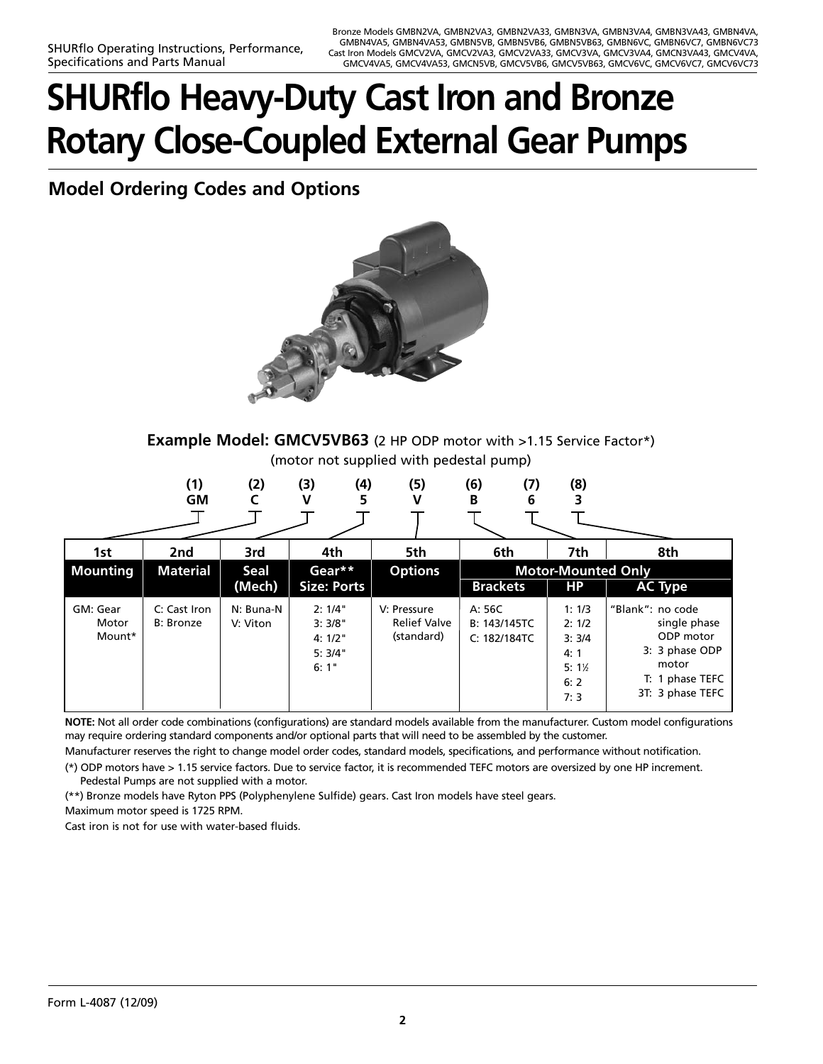# SHURflo Heavy-Duty Cast Iron and Bronze Rotary Close-Coupled External Gear Pumps

## Model Ordering Codes and Options

**Example Model: GMCV5VB63** (2 HP ODP motor with >1.15 Service Factor*)
(motor not supplied with pedestal pump)

| (1) | (2) | (3) | (4) | (5) | (6) | (7) | (8) |
|---|---|---|---|---|---|---|---|
| GM | C | V | 5 | V | B | 6 | 3 |

| 1st | 2nd | 3rd | 4th | 5th | 6th | 7th | 8th |
|---|---|---|---|---|---|---|---|
| **Mounting** | **Material** | **Seal (Mech)** | **Gear** Size: Ports** | **Options** | **Motor-Mounted Only** | | |
| | | | | | **Brackets** | **HP** | **AC Type** |
| GM: Gear Motor Mount* | C: Cast Iron<br>B: Bronze | N: Buna-N<br>V: Viton | 2: 1/4"<br>3: 3/8"<br>4: 1/2"<br>5: 3/4"<br>6: 1" | V: Pressure Relief Valve (standard) | A: 56C<br>B: 143/145TC<br>C: 182/184TC | 1: 1/3<br>2: 1/2<br>3: 3/4<br>4: 1<br>5: 1½<br>6: 2<br>7: 3 | "Blank": no code single phase ODP motor<br>3: 3 phase ODP motor<br>T: 1 phase TEFC<br>3T: 3 phase TEFC |

**NOTE:** Not all order code combinations (configurations) are standard models available from the manufacturer. Custom model configurations may require ordering standard components and/or optional parts that will need to be assembled by the customer.

Manufacturer reserves the right to change model order codes, standard models, specifications, and performance without notification.

(*) ODP motors have > 1.15 service factors. Due to service factor, it is recommended TEFC motors are oversized by one HP increment. Pedestal Pumps are not supplied with a motor.

(**) Bronze models have Ryton PPS (Polyphenylene Sulfide) gears. Cast Iron models have steel gears.

Maximum motor speed is 1725 RPM.

Cast iron is not for use with water-based fluids.

Form L-4087 (12/09)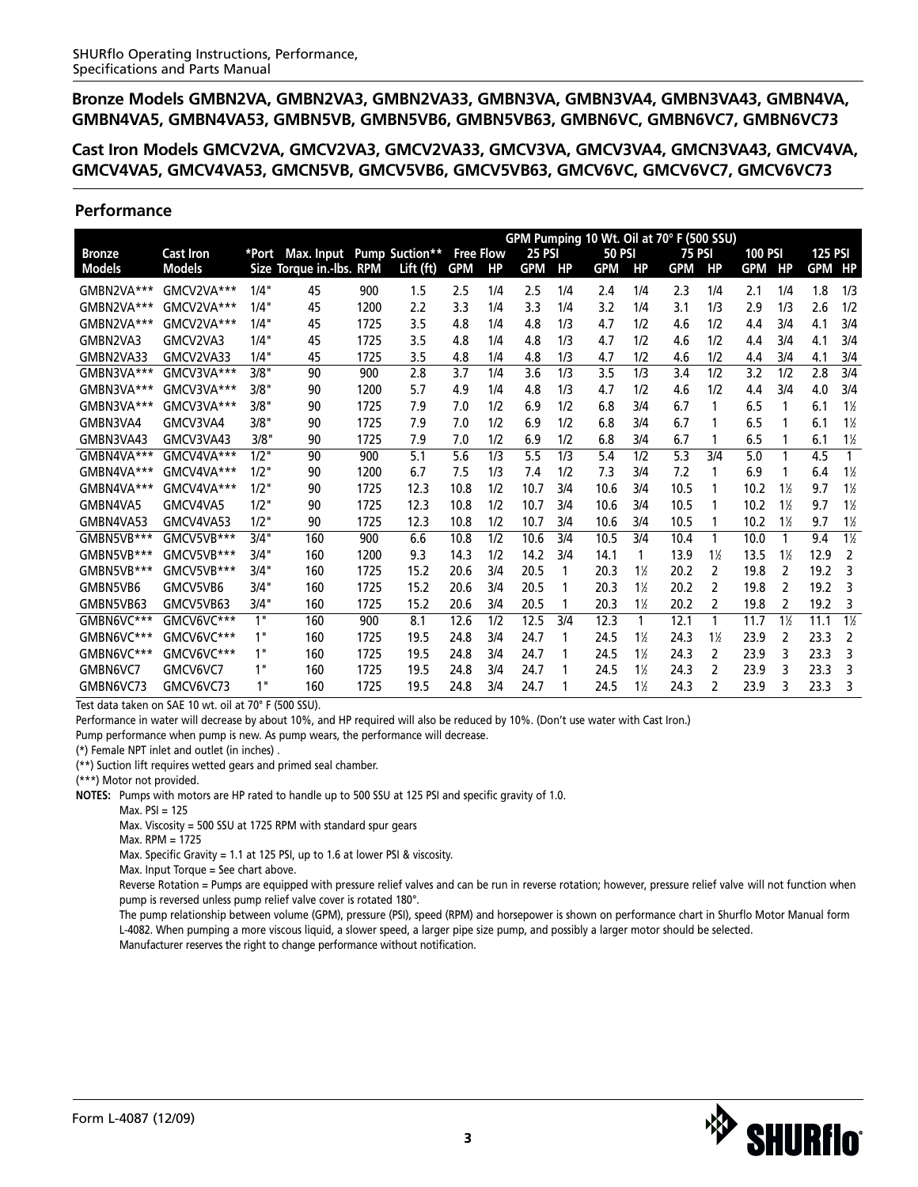**Bronze Models GMBN2VA, GMBN2VA3, GMBN2VA33, GMBN3VA, GMBN3VA4, GMBN3VA43, GMBN4VA, GMBN4VA5, GMBN4VA53, GMBN5VB, GMBN5VB6, GMBN5VB63, GMBN6VC, GMBN6VC7, GMBN6VC73**

**Cast Iron Models GMCV2VA, GMCV2VA3, GMCV2VA33, GMCV3VA, GMCV3VA4, GMCN3VA43, GMCV4VA, GMCV4VA5, GMCV4VA53, GMCN5VB, GMCV5VB6, GMCV5VB63, GMCV6VC, GMCV6VC7, GMCV6VC73**

## Performance

| Bronze Models | Cast Iron Models | *Port Size | Max. Input Torque in.-lbs. | RPM | Pump Suction** Lift (ft) | GPM Pumping 10 Wt. Oil at 70° F (500 SSU) Free Flow GPM | HP | 25 PSI GPM | HP | 50 PSI GPM | HP | 75 PSI GPM | HP | 100 PSI GPM | HP | 125 PSI GPM | HP |
|---|---|---|---|---|---|---|---|---|---|---|---|---|---|---|---|---|---|
| GMBN2VA*** | GMCV2VA*** | 1/4" | 45 | 900 | 1.5 | 2.5 | 1/4 | 2.5 | 1/4 | 2.4 | 1/4 | 2.3 | 1/4 | 2.1 | 1/4 | 1.8 | 1/3 |
| GMBN2VA*** | GMCV2VA*** | 1/4" | 45 | 1200 | 2.2 | 3.3 | 1/4 | 3.3 | 1/4 | 3.2 | 1/4 | 3.1 | 1/3 | 2.9 | 1/3 | 2.6 | 1/2 |
| GMBN2VA*** | GMCV2VA*** | 1/4" | 45 | 1725 | 3.5 | 4.8 | 1/4 | 4.8 | 1/3 | 4.7 | 1/2 | 4.6 | 1/2 | 4.4 | 3/4 | 4.1 | 3/4 |
| GMBN2VA3 | GMCV2VA3 | 1/4" | 45 | 1725 | 3.5 | 4.8 | 1/4 | 4.8 | 1/3 | 4.7 | 1/2 | 4.6 | 1/2 | 4.4 | 3/4 | 4.1 | 3/4 |
| GMBN2VA33 | GMCV2VA33 | 1/4" | 45 | 1725 | 3.5 | 4.8 | 1/4 | 4.8 | 1/3 | 4.7 | 1/2 | 4.6 | 1/2 | 4.4 | 3/4 | 4.1 | 3/4 |
| GMBN3VA*** | GMCV3VA*** | 3/8" | 90 | 900 | 2.8 | 3.7 | 1/4 | 3.6 | 1/3 | 3.5 | 1/3 | 3.4 | 1/2 | 3.2 | 1/2 | 2.8 | 3/4 |
| GMBN3VA*** | GMCV3VA*** | 3/8" | 90 | 1200 | 5.7 | 4.9 | 1/4 | 4.8 | 1/3 | 4.7 | 1/2 | 4.6 | 1/2 | 4.4 | 3/4 | 4.0 | 3/4 |
| GMBN3VA*** | GMCV3VA*** | 3/8" | 90 | 1725 | 7.9 | 7.0 | 1/2 | 6.9 | 1/2 | 6.8 | 3/4 | 6.7 | 1 | 6.5 | 1 | 6.1 | 1½ |
| GMBN3VA4 | GMCV3VA4 | 3/8" | 90 | 1725 | 7.9 | 7.0 | 1/2 | 6.9 | 1/2 | 6.8 | 3/4 | 6.7 | 1 | 6.5 | 1 | 6.1 | 1½ |
| GMBN3VA43 | GMCV3VA43 | 3/8" | 90 | 1725 | 7.9 | 7.0 | 1/2 | 6.9 | 1/2 | 6.8 | 3/4 | 6.7 | 1 | 6.5 | 1 | 6.1 | 1½ |
| GMBN4VA*** | GMCV4VA*** | 1/2" | 90 | 900 | 5.1 | 5.6 | 1/3 | 5.5 | 1/3 | 5.4 | 1/2 | 5.3 | 3/4 | 5.0 | 1 | 4.5 | 1 |
| GMBN4VA*** | GMCV4VA*** | 1/2" | 90 | 1200 | 6.7 | 7.5 | 1/3 | 7.4 | 1/2 | 7.3 | 3/4 | 7.2 | 1 | 6.9 | 1 | 6.4 | 1½ |
| GMBN4VA*** | GMCV4VA*** | 1/2" | 90 | 1725 | 12.3 | 10.8 | 1/2 | 10.7 | 3/4 | 10.6 | 3/4 | 10.5 | 1 | 10.2 | 1½ | 9.7 | 1½ |
| GMBN4VA5 | GMCV4VA5 | 1/2" | 90 | 1725 | 12.3 | 10.8 | 1/2 | 10.7 | 3/4 | 10.6 | 3/4 | 10.5 | 1 | 10.2 | 1½ | 9.7 | 1½ |
| GMBN4VA53 | GMCV4VA53 | 1/2" | 90 | 1725 | 12.3 | 10.8 | 1/2 | 10.7 | 3/4 | 10.6 | 3/4 | 10.5 | 1 | 10.2 | 1½ | 9.7 | 1½ |
| GMBN5VB*** | GMCV5VB*** | 3/4" | 160 | 900 | 6.6 | 10.8 | 1/2 | 10.6 | 3/4 | 10.5 | 3/4 | 10.4 | 1 | 10.0 | 1 | 9.4 | 1½ |
| GMBN5VB*** | GMCV5VB*** | 3/4" | 160 | 1200 | 9.3 | 14.3 | 1/2 | 14.2 | 3/4 | 14.1 | 1 | 13.9 | 1½ | 13.5 | 1½ | 12.9 | 2 |
| GMBN5VB*** | GMCV5VB*** | 3/4" | 160 | 1725 | 15.2 | 20.6 | 3/4 | 20.5 | 1 | 20.3 | 1½ | 20.2 | 2 | 19.8 | 2 | 19.2 | 3 |
| GMBN5VB6 | GMCV5VB6 | 3/4" | 160 | 1725 | 15.2 | 20.6 | 3/4 | 20.5 | 1 | 20.3 | 1½ | 20.2 | 2 | 19.8 | 2 | 19.2 | 3 |
| GMBN5VB63 | GMCV5VB63 | 3/4" | 160 | 1725 | 15.2 | 20.6 | 3/4 | 20.5 | 1 | 20.3 | 1½ | 20.2 | 2 | 19.8 | 2 | 19.2 | 3 |
| GMBN6VC*** | GMCV6VC*** | 1" | 160 | 900 | 8.1 | 12.6 | 1/2 | 12.5 | 3/4 | 12.3 | 1 | 12.1 | 1 | 11.7 | 1½ | 11.1 | 1½ |
| GMBN6VC*** | GMCV6VC*** | 1" | 160 | 1725 | 19.5 | 24.8 | 3/4 | 24.7 | 1 | 24.5 | 1½ | 24.3 | 1½ | 23.9 | 2 | 23.3 | 2 |
| GMBN6VC*** | GMCV6VC*** | 1" | 160 | 1725 | 19.5 | 24.8 | 3/4 | 24.7 | 1 | 24.5 | 1½ | 24.3 | 2 | 23.9 | 3 | 23.3 | 3 |
| GMBN6VC7 | GMCV6VC7 | 1" | 160 | 1725 | 19.5 | 24.8 | 3/4 | 24.7 | 1 | 24.5 | 1½ | 24.3 | 2 | 23.9 | 3 | 23.3 | 3 |
| GMBN6VC73 | GMCV6VC73 | 1" | 160 | 1725 | 19.5 | 24.8 | 3/4 | 24.7 | 1 | 24.5 | 1½ | 24.3 | 2 | 23.9 | 3 | 23.3 | 3 |

Test data taken on SAE 10 wt. oil at 70° F (500 SSU).

Performance in water will decrease by about 10%, and HP required will also be reduced by 10%. (Don't use water with Cast Iron.)

Pump performance when pump is new. As pump wears, the performance will decrease.

(*) Female NPT inlet and outlet (in inches) .

(**) Suction lift requires wetted gears and primed seal chamber.

(***) Motor not provided.

**NOTES:** Pumps with motors are HP rated to handle up to 500 SSU at 125 PSI and specific gravity of 1.0.

Max. PSI = 125

Max. Viscosity = 500 SSU at 1725 RPM with standard spur gears

Max. RPM = 1725

Max. Specific Gravity = 1.1 at 125 PSI, up to 1.6 at lower PSI & viscosity.

Max. Input Torque = See chart above.

Reverse Rotation = Pumps are equipped with pressure relief valves and can be run in reverse rotation; however, pressure relief valve will not function when pump is reversed unless pump relief valve cover is rotated 180°.

The pump relationship between volume (GPM), pressure (PSI), speed (RPM) and horsepower is shown on performance chart in Shurflo Motor Manual form L-4082. When pumping a more viscous liquid, a slower speed, a larger pipe size pump, and possibly a larger motor should be selected.

Manufacturer reserves the right to change performance without notification.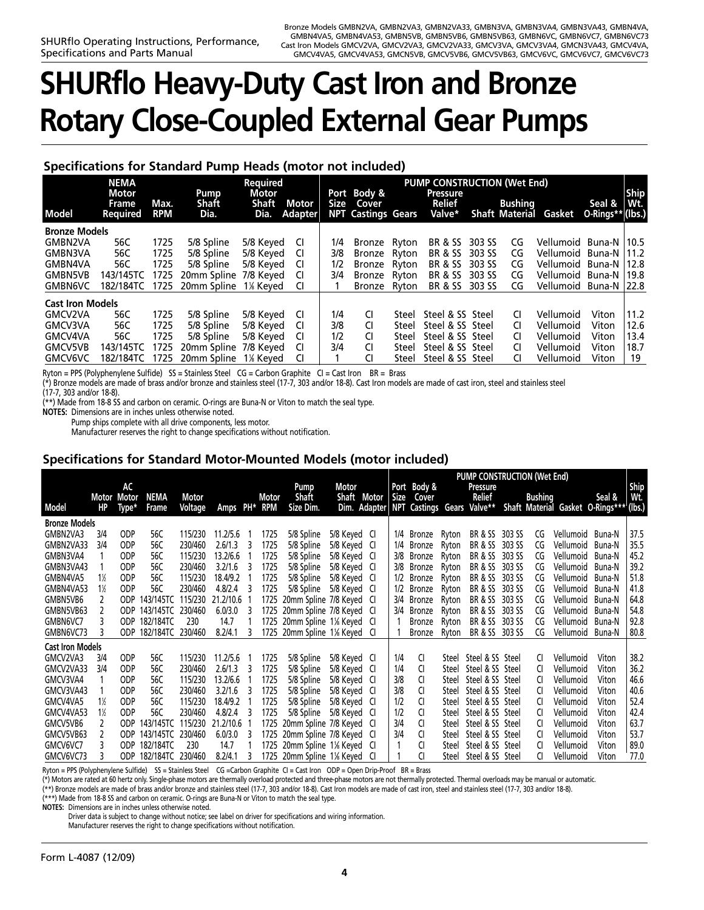# SHURflo Heavy-Duty Cast Iron and Bronze Rotary Close-Coupled External Gear Pumps

## Specifications for Standard Pump Heads (motor not included)

| Model | NEMA Motor Frame Required | Max. RPM | Pump Shaft Dia. | Required Motor Shaft Dia. | Motor Adapter | Port Size NPT | Body & Cover Castings | Gears | Pressure Relief Valve* | Shaft | Bushing Material | Gasket | Seal & O-Rings** | Ship Wt. (lbs.) |
|---|---|---|---|---|---|---|---|---|---|---|---|---|---|---|
| | | | | | | PUMP CONSTRUCTION (Wet End) | | | | | | | | |
| **Bronze Models** | | | | | | | | | | | | | | |
| GMBN2VA | 56C | 1725 | 5/8 Spline | 5/8 Keyed | CI | 1/4 | Bronze | Ryton | BR & SS | 303 SS | CG | Vellumoid | Buna-N | 10.5 |
| GMBN3VA | 56C | 1725 | 5/8 Spline | 5/8 Keyed | CI | 3/8 | Bronze | Ryton | BR & SS | 303 SS | CG | Vellumoid | Buna-N | 11.2 |
| GMBN4VA | 56C | 1725 | 5/8 Spline | 5/8 Keyed | CI | 1/2 | Bronze | Ryton | BR & SS | 303 SS | CG | Vellumoid | Buna-N | 12.8 |
| GMBN5VB | 143/145TC | 1725 | 20mm Spline | 7/8 Keyed | CI | 3/4 | Bronze | Ryton | BR & SS | 303 SS | CG | Vellumoid | Buna-N | 19.8 |
| GMBN6VC | 182/184TC | 1725 | 20mm Spline | 1⅛ Keyed | CI | 1 | Bronze | Ryton | BR & SS | 303 SS | CG | Vellumoid | Buna-N | 22.8 |
| **Cast Iron Models** | | | | | | | | | | | | | | |
| GMCV2VA | 56C | 1725 | 5/8 Spline | 5/8 Keyed | CI | 1/4 | CI | Steel | Steel & SS | Steel | CI | Vellumoid | Viton | 11.2 |
| GMCV3VA | 56C | 1725 | 5/8 Spline | 5/8 Keyed | CI | 3/8 | CI | Steel | Steel & SS | Steel | CI | Vellumoid | Viton | 12.6 |
| GMCV4VA | 56C | 1725 | 5/8 Spline | 5/8 Keyed | CI | 1/2 | CI | Steel | Steel & SS | Steel | CI | Vellumoid | Viton | 13.4 |
| GMCV5VB | 143/145TC | 1725 | 20mm Spline | 7/8 Keyed | CI | 3/4 | CI | Steel | Steel & SS | Steel | CI | Vellumoid | Viton | 18.7 |
| GMCV6VC | 182/184TC | 1725 | 20mm Spline | 1⅛ Keyed | CI | 1 | CI | Steel | Steel & SS | Steel | CI | Vellumoid | Viton | 19 |

Ryton = PPS (Polyphenylene Sulfide) SS = Stainless Steel CG = Carbon Graphite CI = Cast Iron BR = Brass

(*) Bronze models are made of brass and/or bronze and stainless steel (17-7, 303 and/or 18-8). Cast Iron models are made of cast iron, steel and stainless steel (17-7, 303 and/or 18-8).

(**) Made from 18-8 SS and carbon on ceramic. O-rings are Buna-N or Viton to match the seal type.

**NOTES:** Dimensions are in inches unless otherwise noted.

Pump ships complete with all drive components, less motor.

Manufacturer reserves the right to change specifications without notification.

## Specifications for Standard Motor-Mounted Models (motor included)

| Model | Motor HP | AC Motor Type* | NEMA Frame | Motor Voltage | Amps | PH* | Motor RPM | Pump Shaft Size Dim. | Motor Shaft Dim. | Motor Adapter | Port Size NPT | Body & Cover Castings | Gears | Pressure Relief Valve** | Shaft | Bushing Material | Gasket | Seal & O-Rings*** | Ship Wt. (lbs.) |
|---|---|---|---|---|---|---|---|---|---|---|---|---|---|---|---|---|---|---|---|
| | | | | | | | | | | | PUMP CONSTRUCTION (Wet End) | | | | | | | | |
| **Bronze Models** | | | | | | | | | | | | | | | | | | | |
| GMBN2VA3 | 3/4 | ODP | 56C | 115/230 | 11.2/5.6 | 1 | 1725 | 5/8 Spline | 5/8 Keyed | CI | 1/4 | Bronze | Ryton | BR & SS | 303 SS | CG | Vellumoid | Buna-N | 37.5 |
| GMBN2VA33 | 3/4 | ODP | 56C | 230/460 | 2.6/1.3 | 3 | 1725 | 5/8 Spline | 5/8 Keyed | CI | 1/4 | Bronze | Ryton | BR & SS | 303 SS | CG | Vellumoid | Buna-N | 35.5 |
| GMBN3VA4 | 1 | ODP | 56C | 115/230 | 13.2/6.6 | 1 | 1725 | 5/8 Spline | 5/8 Keyed | CI | 3/8 | Bronze | Ryton | BR & SS | 303 SS | CG | Vellumoid | Buna-N | 45.2 |
| GMBN3VA43 | 1 | ODP | 56C | 230/460 | 3.2/1.6 | 3 | 1725 | 5/8 Spline | 5/8 Keyed | CI | 3/8 | Bronze | Ryton | BR & SS | 303 SS | CG | Vellumoid | Buna-N | 39.2 |
| GMBN4VA5 | 1½ | ODP | 56C | 115/230 | 18.4/9.2 | 1 | 1725 | 5/8 Spline | 5/8 Keyed | CI | 1/2 | Bronze | Ryton | BR & SS | 303 SS | CG | Vellumoid | Buna-N | 51.8 |
| GMBN4VA53 | 1½ | ODP | 56C | 230/460 | 4.8/2.4 | 3 | 1725 | 5/8 Spline | 5/8 Keyed | CI | 1/2 | Bronze | Ryton | BR & SS | 303 SS | CG | Vellumoid | Buna-N | 41.8 |
| GMBN5VB6 | 2 | ODP | 143/145TC | 115/230 | 21.2/10.6 | 1 | 1725 | 20mm Spline | 7/8 Keyed | CI | 3/4 | Bronze | Ryton | BR & SS | 303 SS | CG | Vellumoid | Buna-N | 64.8 |
| GMBN5VB63 | 2 | ODP | 143/145TC | 230/460 | 6.0/3.0 | 3 | 1725 | 20mm Spline | 7/8 Keyed | CI | 3/4 | Bronze | Ryton | BR & SS | 303 SS | CG | Vellumoid | Buna-N | 54.8 |
| GMBN6VC7 | 3 | ODP | 182/184TC | 230 | 14.7 | 1 | 1725 | 20mm Spline | 1⅛ Keyed | CI | 1 | Bronze | Ryton | BR & SS | 303 SS | CG | Vellumoid | Buna-N | 92.8 |
| GMBN6VC73 | 3 | ODP | 182/184TC | 230/460 | 8.2/4.1 | 3 | 1725 | 20mm Spline | 1⅛ Keyed | CI | 1 | Bronze | Ryton | BR & SS | 303 SS | CG | Vellumoid | Buna-N | 80.8 |
| **Cast Iron Models** | | | | | | | | | | | | | | | | | | | |
| GMCV2VA3 | 3/4 | ODP | 56C | 115/230 | 11.2/5.6 | 1 | 1725 | 5/8 Spline | 5/8 Keyed | CI | 1/4 | CI | Steel | Steel & SS | Steel | CI | Vellumoid | Viton | 38.2 |
| GMCV2VA33 | 3/4 | ODP | 56C | 230/460 | 2.6/1.3 | 3 | 1725 | 5/8 Spline | 5/8 Keyed | CI | 1/4 | CI | Steel | Steel & SS | Steel | CI | Vellumoid | Viton | 36.2 |
| GMCV3VA4 | 1 | ODP | 56C | 115/230 | 13.2/6.6 | 1 | 1725 | 5/8 Spline | 5/8 Keyed | CI | 3/8 | CI | Steel | Steel & SS | Steel | CI | Vellumoid | Viton | 46.6 |
| GMCV3VA43 | 1 | ODP | 56C | 230/460 | 3.2/1.6 | 3 | 1725 | 5/8 Spline | 5/8 Keyed | CI | 3/8 | CI | Steel | Steel & SS | Steel | CI | Vellumoid | Viton | 40.6 |
| GMCV4VA5 | 1½ | ODP | 56C | 115/230 | 18.4/9.2 | 1 | 1725 | 5/8 Spline | 5/8 Keyed | CI | 1/2 | CI | Steel | Steel & SS | Steel | CI | Vellumoid | Viton | 52.4 |
| GMCV4VA53 | 1½ | ODP | 56C | 230/460 | 4.8/2.4 | 3 | 1725 | 5/8 Spline | 5/8 Keyed | CI | 1/2 | CI | Steel | Steel & SS | Steel | CI | Vellumoid | Viton | 42.4 |
| GMCV5VB6 | 2 | ODP | 143/145TC | 115/230 | 21.2/10.6 | 1 | 1725 | 20mm Spline | 7/8 Keyed | CI | 3/4 | CI | Steel | Steel & SS | Steel | CI | Vellumoid | Viton | 63.7 |
| GMCV5VB63 | 2 | ODP | 143/145TC | 230/460 | 6.0/3.0 | 3 | 1725 | 20mm Spline | 7/8 Keyed | CI | 3/4 | CI | Steel | Steel & SS | Steel | CI | Vellumoid | Viton | 53.7 |
| GMCV6VC7 | 3 | ODP | 182/184TC | 230 | 14.7 | 1 | 1725 | 20mm Spline | 1⅛ Keyed | CI | 1 | CI | Steel | Steel & SS | Steel | CI | Vellumoid | Viton | 89.0 |
| GMCV6VC73 | 3 | ODP | 182/184TC | 230/460 | 8.2/4.1 | 3 | 1725 | 20mm Spline | 1⅛ Keyed | CI | 1 | CI | Steel | Steel & SS | Steel | CI | Vellumoid | Viton | 77.0 |

Ryton = PPS (Polyphenylene Sulfide) SS = Stainless Steel CG =Carbon Graphite CI = Cast Iron ODP = Open Drip-Proof BR = Brass

(*) Motors are rated at 60 hertz only. Single-phase motors are thermally overload protected and three-phase motors are not thermally protected. Thermal overloads may be manual or automatic.

(**) Bronze models are made of brass and/or bronze and stainless steel (17-7, 303 and/or 18-8). Cast Iron models are made of cast iron, steel and stainless steel (17-7, 303 and/or 18-8).

(***) Made from 18-8 SS and carbon on ceramic. O-rings are Buna-N or Viton to match the seal type.

**NOTES:** Dimensions are in inches unless otherwise noted.

Driver data is subject to change without notice; see label on driver for specifications and wiring information.

Manufacturer reserves the right to change specifications without notification.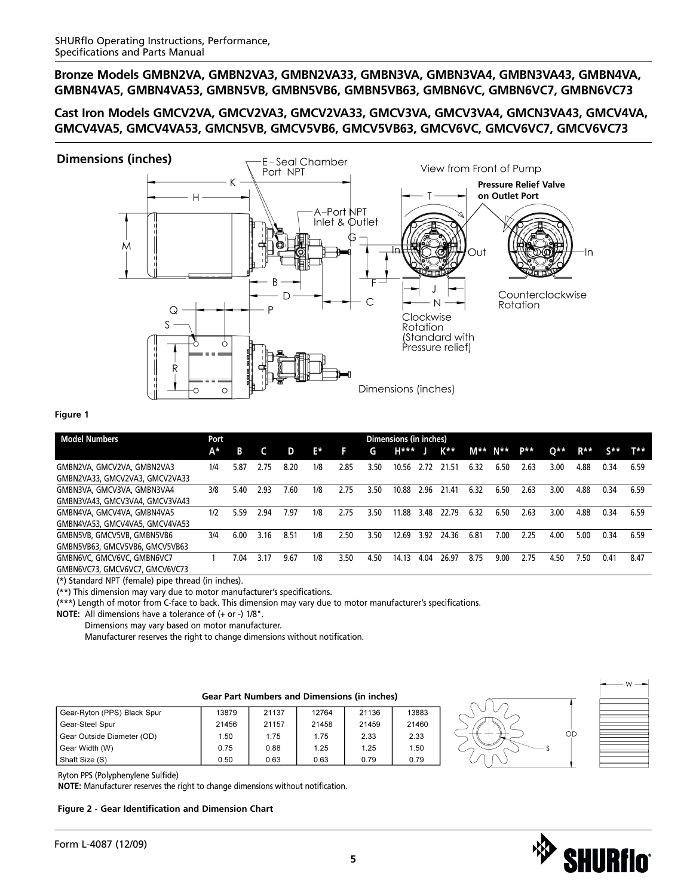**Bronze Models GMBN2VA, GMBN2VA3, GMBN2VA33, GMBN3VA, GMBN3VA4, GMBN3VA43, GMBN4VA, GMBN4VA5, GMBN4VA53, GMBN5VB, GMBN5VB6, GMBN5VB63, GMBN6VC, GMBN6VC7, GMBN6VC73**

**Cast Iron Models GMCV2VA, GMCV2VA3, GMCV2VA33, GMCV3VA, GMCV3VA4, GMCN3VA43, GMCV4VA, GMCV4VA5, GMCV4VA53, GMCN5VB, GMCV5VB6, GMCV5VB63, GMCV6VC, GMCV6VC7, GMCV6VC73**

## Dimensions (inches)

E – Seal Chamber Port NPT

A – Port NPT Inlet & Outlet

View from Front of Pump

Pressure Relief Valve on Outlet Port

In | Out

Clockwise Rotation (Standard with Pressure relief)

Counterclockwise Rotation

Dimensions (inches)

**Figure 1**

| Model Numbers | Port A* | B | C | D | E* | F | G | H*** | J | K** | M** | N** | P** | Q** | R** | S** | T** |
|---|---|---|---|---|---|---|---|---|---|---|---|---|---|---|---|---|---|
| GMBN2VA, GMCV2VA, GMBN2VA3 GMBN2VA33, GMCV2VA3, GMCV2VA33 | 1/4 | 5.87 | 2.75 | 8.20 | 1/8 | 2.85 | 3.50 | 10.56 | 2.72 | 21.51 | 6.32 | 6.50 | 2.63 | 3.00 | 4.88 | 0.34 | 6.59 |
| GMBN3VA, GMCV3VA, GMBN3VA4 GMBN3VA43, GMCV3VA4, GMCV3VA43 | 3/8 | 5.40 | 2.93 | 7.60 | 1/8 | 2.75 | 3.50 | 10.88 | 2.96 | 21.41 | 6.32 | 6.50 | 2.63 | 3.00 | 4.88 | 0.34 | 6.59 |
| GMBN4VA, GMCV4VA, GMBN4VA5 GMBN4VA53, GMCV4VA5, GMCV4VA53 | 1/2 | 5.59 | 2.94 | 7.97 | 1/8 | 2.75 | 3.50 | 11.88 | 3.48 | 22.79 | 6.32 | 6.50 | 2.63 | 3.00 | 4.88 | 0.34 | 6.59 |
| GMBN5VB, GMCV5VB, GMBN5VB6 GMBN5VB63, GMCV5VB6, GMCV5VB63 | 3/4 | 6.00 | 3.16 | 8.51 | 1/8 | 2.50 | 3.50 | 12.69 | 3.92 | 24.36 | 6.81 | 7.00 | 2.25 | 4.00 | 5.00 | 0.34 | 6.59 |
| GMBN6VC, GMCV6VC, GMBN6VC7 GMBN6VC73, GMCV6VC7, GMCV6VC73 | 1 | 7.04 | 3.17 | 9.67 | 1/8 | 3.50 | 4.50 | 14.13 | 4.04 | 26.97 | 8.75 | 9.00 | 2.75 | 4.50 | 7.50 | 0.41 | 8.47 |

(*) Standard NPT (female) pipe thread (in inches).

(**) This dimension may vary due to motor manufacturer's specifications.

(***) Length of motor from C-face to back. This dimension may vary due to motor manufacturer's specifications.

**NOTE:** All dimensions have a tolerance of (+ or -) 1/8".
Dimensions may vary based on motor manufacturer.
Manufacturer reserves the right to change dimensions without notification.

**Gear Part Numbers and Dimensions (in inches)**

| Gear-Ryton (PPS) Black Spur | 13879 | 21137 | 12764 | 21136 | 13883 |
|---|---|---|---|---|---|
| Gear-Steel Spur | 21456 | 21157 | 21458 | 21459 | 21460 |
| Gear Outside Diameter (OD) | 1.50 | 1.75 | 1.75 | 2.33 | 2.33 |
| Gear Width (W) | 0.75 | 0.88 | 1.25 | 1.25 | 1.50 |
| Shaft Size (S) | 0.50 | 0.63 | 0.63 | 0.79 | 0.79 |

Ryton PPS (Polyphenylene Sulfide)

**NOTE:** Manufacturer reserves the right to change dimensions without notification.

**Figure 2 - Gear Identification and Dimension Chart**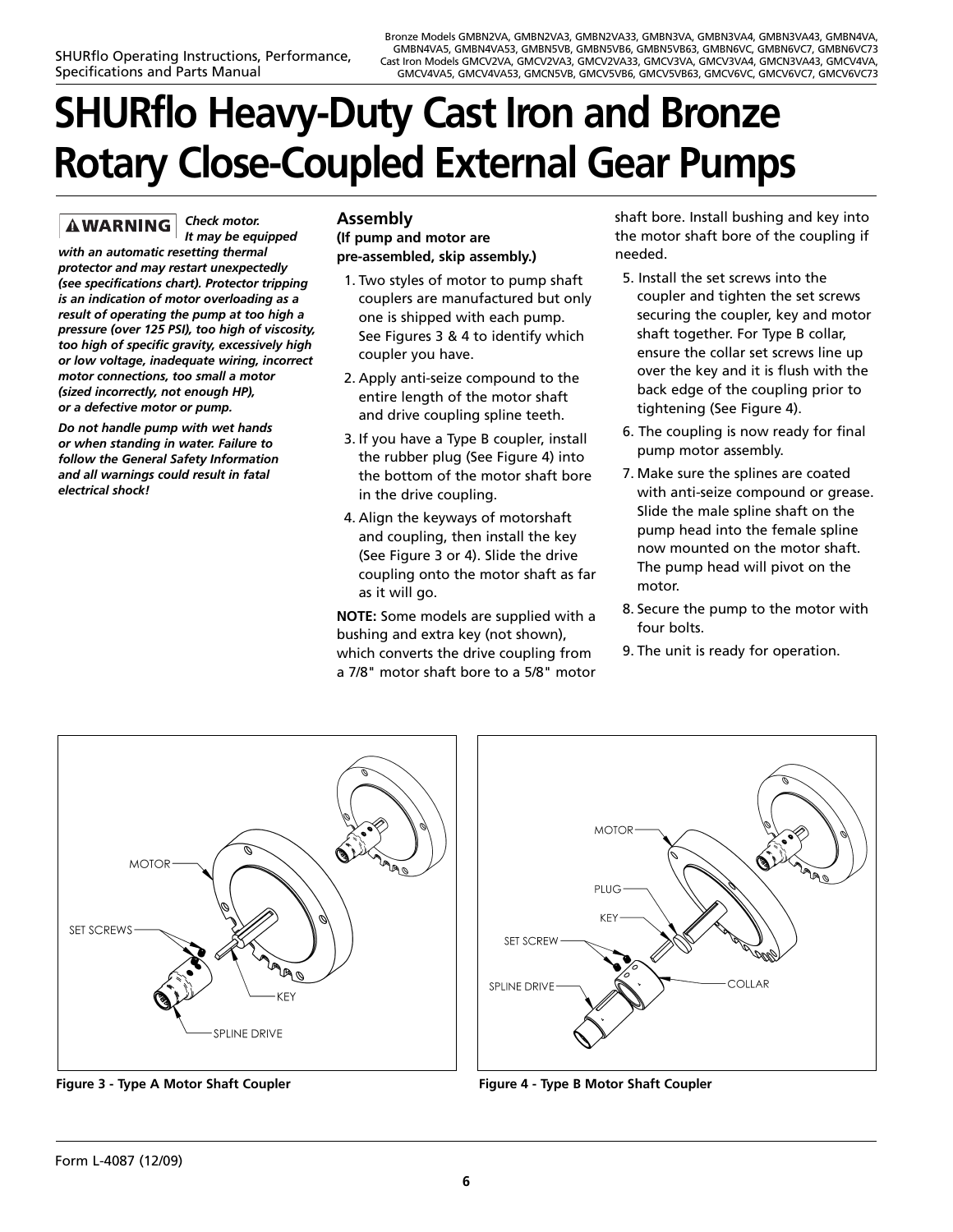# SHURflo Heavy-Duty Cast Iron and Bronze Rotary Close-Coupled External Gear Pumps

**⚠WARNING** ***Check motor. It may be equipped with an automatic resetting thermal protector and may restart unexpectedly (see specifications chart). Protector tripping is an indication of motor overloading as a result of operating the pump at too high a pressure (over 125 PSI), too high of viscosity, too high of specific gravity, excessively high or low voltage, inadequate wiring, incorrect motor connections, too small a motor (sized incorrectly, not enough HP), or a defective motor or pump.***

***Do not handle pump with wet hands or when standing in water. Failure to follow the General Safety Information and all warnings could result in fatal electrical shock!***

## Assembly

**(If pump and motor are pre-assembled, skip assembly.)**

1. Two styles of motor to pump shaft couplers are manufactured but only one is shipped with each pump. See Figures 3 & 4 to identify which coupler you have.
2. Apply anti-seize compound to the entire length of the motor shaft and drive coupling spline teeth.
3. If you have a Type B coupler, install the rubber plug (See Figure 4) into the bottom of the motor shaft bore in the drive coupling.
4. Align the keyways of motorshaft and coupling, then install the key (See Figure 3 or 4). Slide the drive coupling onto the motor shaft as far as it will go.

**NOTE:** Some models are supplied with a bushing and extra key (not shown), which converts the drive coupling from a 7/8" motor shaft bore to a 5/8" motor shaft bore. Install bushing and key into the motor shaft bore of the coupling if needed.

5. Install the set screws into the coupler and tighten the set screws securing the coupler, key and motor shaft together. For Type B collar, ensure the collar set screws line up over the key and it is flush with the back edge of the coupling prior to tightening (See Figure 4).
6. The coupling is now ready for final pump motor assembly.
7. Make sure the splines are coated with anti-seize compound or grease. Slide the male spline shaft on the pump head into the female spline now mounted on the motor shaft. The pump head will pivot on the motor.
8. Secure the pump to the motor with four bolts.
9. The unit is ready for operation.

**Figure 3 - Type A Motor Shaft Coupler**

**Figure 4 - Type B Motor Shaft Coupler**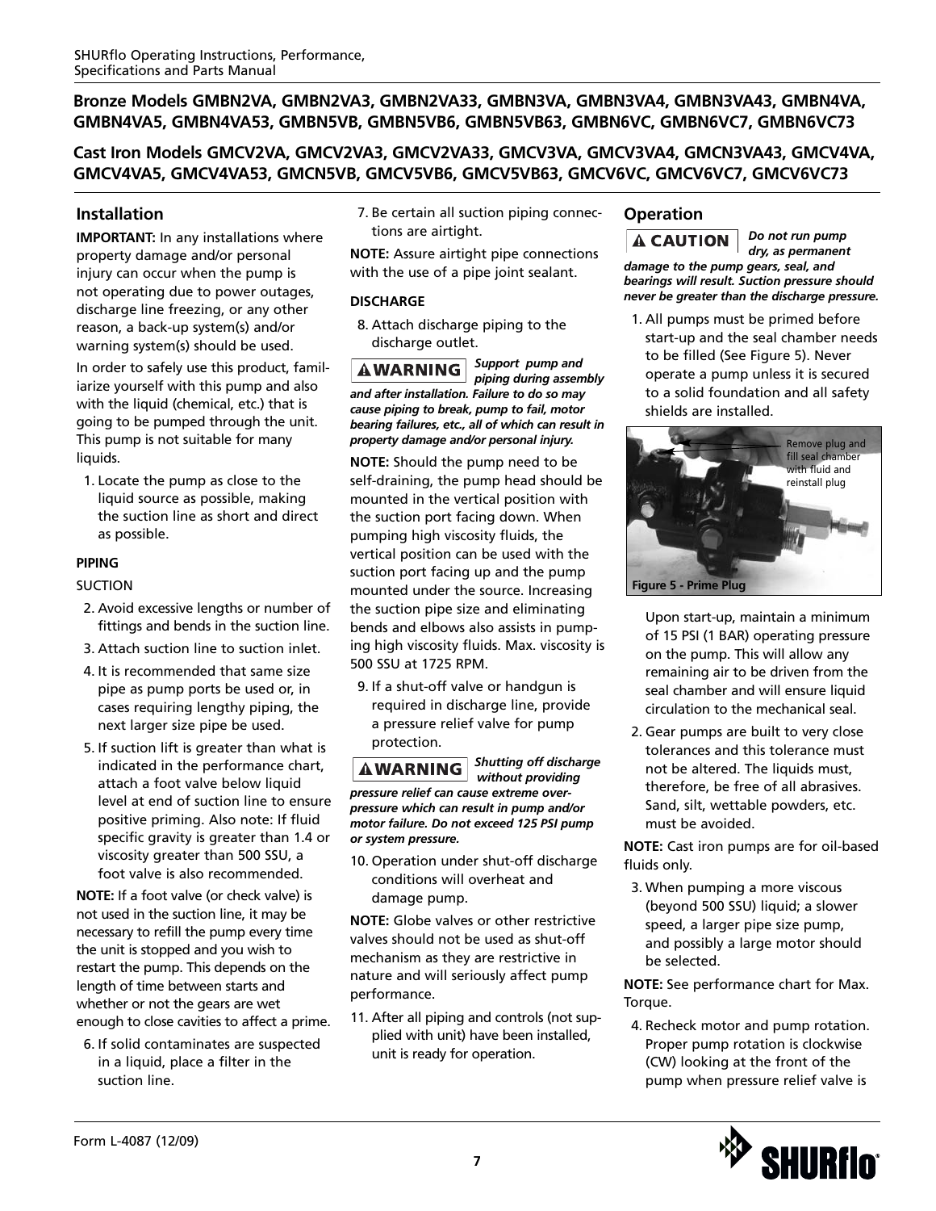**Bronze Models GMBN2VA, GMBN2VA3, GMBN2VA33, GMBN3VA, GMBN3VA4, GMBN3VA43, GMBN4VA, GMBN4VA5, GMBN4VA53, GMBN5VB, GMBN5VB6, GMBN5VB63, GMBN6VC, GMBN6VC7, GMBN6VC73**

**Cast Iron Models GMCV2VA, GMCV2VA3, GMCV2VA33, GMCV3VA, GMCV3VA4, GMCN3VA43, GMCV4VA, GMCV4VA5, GMCV4VA53, GMCN5VB, GMCV5VB6, GMCV5VB63, GMCV6VC, GMCV6VC7, GMCV6VC73**

## Installation

**IMPORTANT:** In any installations where property damage and/or personal injury can occur when the pump is not operating due to power outages, discharge line freezing, or any other reason, a back-up system(s) and/or warning system(s) should be used.

In order to safely use this product, familiarize yourself with this pump and also with the liquid (chemical, etc.) that is going to be pumped through the unit. This pump is not suitable for many liquids.

1. Locate the pump as close to the liquid source as possible, making the suction line as short and direct as possible.

### PIPING

SUCTION

2. Avoid excessive lengths or number of fittings and bends in the suction line.
3. Attach suction line to suction inlet.
4. It is recommended that same size pipe as pump ports be used or, in cases requiring lengthy piping, the next larger size pipe be used.
5. If suction lift is greater than what is indicated in the performance chart, attach a foot valve below liquid level at end of suction line to ensure positive priming. Also note: If fluid specific gravity is greater than 1.4 or viscosity greater than 500 SSU, a foot valve is also recommended.

**NOTE:** If a foot valve (or check valve) is not used in the suction line, it may be necessary to refill the pump every time the unit is stopped and you wish to restart the pump. This depends on the length of time between starts and whether or not the gears are wet enough to close cavities to affect a prime.

6. If solid contaminates are suspected in a liquid, place a filter in the suction line.
7. Be certain all suction piping connections are airtight.

**NOTE:** Assure airtight pipe connections with the use of a pipe joint sealant.

### DISCHARGE

8. Attach discharge piping to the discharge outlet.

**⚠WARNING** ***Support pump and piping during assembly and after installation. Failure to do so may cause piping to break, pump to fail, motor bearing failures, etc., all of which can result in property damage and/or personal injury.***

**NOTE:** Should the pump need to be self-draining, the pump head should be mounted in the vertical position with the suction port facing down. When pumping high viscosity fluids, the vertical position can be used with the suction port facing up and the pump mounted under the source. Increasing the suction pipe size and eliminating bends and elbows also assists in pumping high viscosity fluids. Max. viscosity is 500 SSU at 1725 RPM.

9. If a shut-off valve or handgun is required in discharge line, provide a pressure relief valve for pump protection.

**⚠WARNING** ***Shutting off discharge without providing pressure relief can cause extreme overpressure which can result in pump and/or motor failure. Do not exceed 125 PSI pump or system pressure.***

10. Operation under shut-off discharge conditions will overheat and damage pump.

**NOTE:** Globe valves or other restrictive valves should not be used as shut-off mechanism as they are restrictive in nature and will seriously affect pump performance.

11. After all piping and controls (not supplied with unit) have been installed, unit is ready for operation.

## Operation

**⚠CAUTION** ***Do not run pump dry, as permanent damage to the pump gears, seal, and bearings will result. Suction pressure should never be greater than the discharge pressure.***

1. All pumps must be primed before start-up and the seal chamber needs to be filled (See Figure 5). Never operate a pump unless it is secured to a solid foundation and all safety shields are installed.

Remove plug and fill seal chamber with fluid and reinstall plug

**Figure 5 - Prime Plug**

Upon start-up, maintain a minimum of 15 PSI (1 BAR) operating pressure on the pump. This will allow any remaining air to be driven from the seal chamber and will ensure liquid circulation to the mechanical seal.

2. Gear pumps are built to very close tolerances and this tolerance must not be altered. The liquids must, therefore, be free of all abrasives. Sand, silt, wettable powders, etc. must be avoided.

**NOTE:** Cast iron pumps are for oil-based fluids only.

3. When pumping a more viscous (beyond 500 SSU) liquid; a slower speed, a larger pipe size pump, and possibly a large motor should be selected.

**NOTE:** See performance chart for Max. Torque.

4. Recheck motor and pump rotation. Proper pump rotation is clockwise (CW) looking at the front of the pump when pressure relief valve is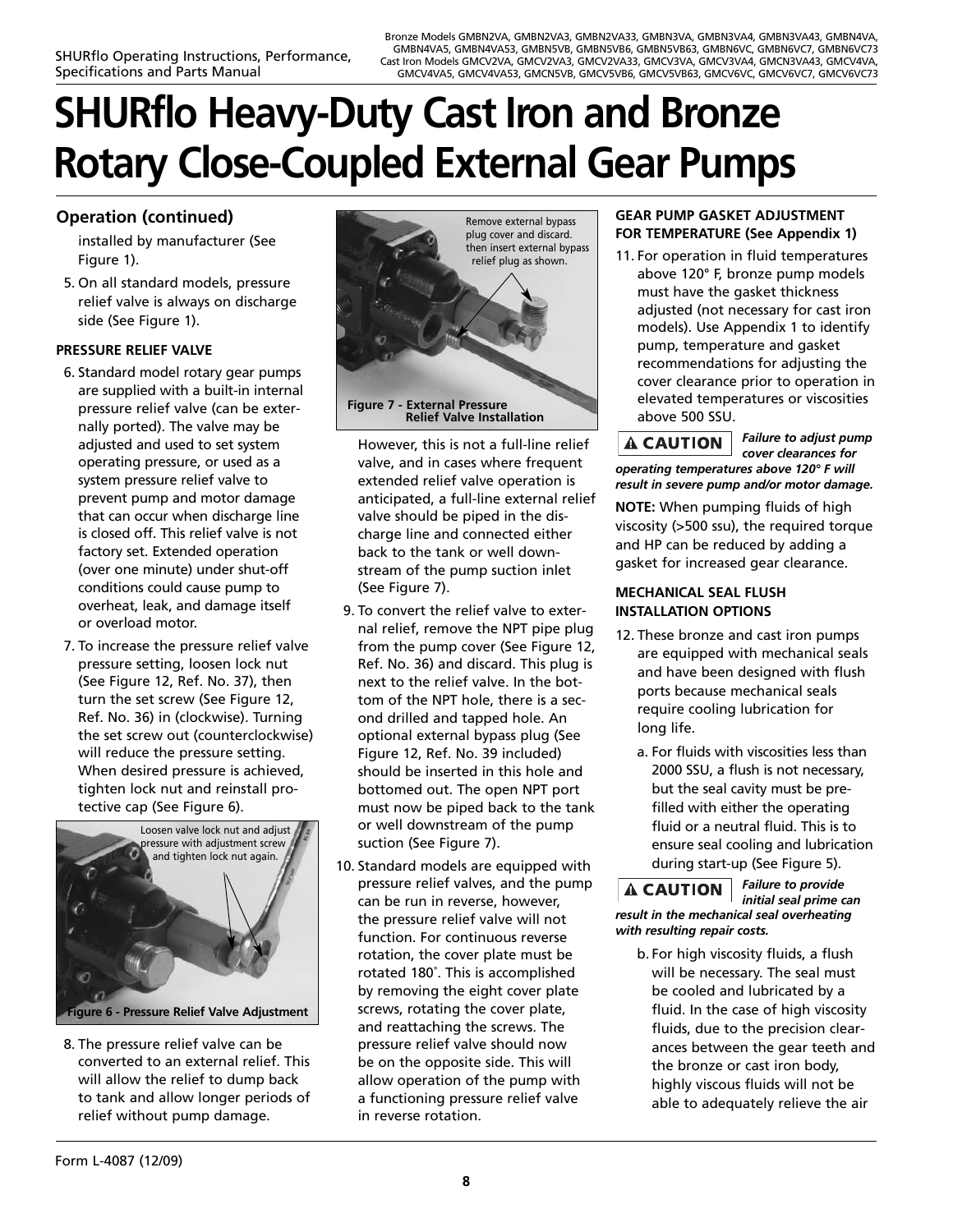# SHURflo Heavy-Duty Cast Iron and Bronze Rotary Close-Coupled External Gear Pumps

## Operation (continued)

installed by manufacturer (See Figure 1).

5. On all standard models, pressure relief valve is always on discharge side (See Figure 1).

**PRESSURE RELIEF VALVE**

6. Standard model rotary gear pumps are supplied with a built-in internal pressure relief valve (can be externally ported). The valve may be adjusted and used to set system operating pressure, or used as a system pressure relief valve to prevent pump and motor damage that can occur when discharge line is closed off. This relief valve is not factory set. Extended operation (over one minute) under shut-off conditions could cause pump to overheat, leak, and damage itself or overload motor.

7. To increase the pressure relief valve pressure setting, loosen lock nut (See Figure 12, Ref. No. 37), then turn the set screw (See Figure 12, Ref. No. 36) in (clockwise). Turning the set screw out (counterclockwise) will reduce the pressure setting. When desired pressure is achieved, tighten lock nut and reinstall protective cap (See Figure 6).

Loosen valve lock nut and adjust pressure with adjustment screw and tighten lock nut again.

**Figure 6 - Pressure Relief Valve Adjustment**

8. The pressure relief valve can be converted to an external relief. This will allow the relief to dump back to tank and allow longer periods of relief without pump damage.

Remove external bypass plug cover and discard. then insert external bypass relief plug as shown.

**Figure 7 - External Pressure Relief Valve Installation**

However, this is not a full-line relief valve, and in cases where frequent extended relief valve operation is anticipated, a full-line external relief valve should be piped in the discharge line and connected either back to the tank or well downstream of the pump suction inlet (See Figure 7).

9. To convert the relief valve to external relief, remove the NPT pipe plug from the pump cover (See Figure 12, Ref. No. 36) and discard. This plug is next to the relief valve. In the bottom of the NPT hole, there is a second drilled and tapped hole. An optional external bypass plug (See Figure 12, Ref. No. 39 included) should be inserted in this hole and bottomed out. The open NPT port must now be piped back to the tank or well downstream of the pump suction (See Figure 7).

10. Standard models are equipped with pressure relief valves, and the pump can be run in reverse, however, the pressure relief valve will not function. For continuous reverse rotation, the cover plate must be rotated 180˚. This is accomplished by removing the eight cover plate screws, rotating the cover plate, and reattaching the screws. The pressure relief valve should now be on the opposite side. This will allow operation of the pump with a functioning pressure relief valve in reverse rotation.

**GEAR PUMP GASKET ADJUSTMENT FOR TEMPERATURE (See Appendix 1)**

11. For operation in fluid temperatures above 120° F, bronze pump models must have the gasket thickness adjusted (not necessary for cast iron models). Use Appendix 1 to identify pump, temperature and gasket recommendations for adjusting the cover clearance prior to operation in elevated temperatures or viscosities above 500 SSU.

**⚠ CAUTION** ***Failure to adjust pump cover clearances for operating temperatures above 120° F will result in severe pump and/or motor damage.***

**NOTE:** When pumping fluids of high viscosity (>500 ssu), the required torque and HP can be reduced by adding a gasket for increased gear clearance.

**MECHANICAL SEAL FLUSH INSTALLATION OPTIONS**

12. These bronze and cast iron pumps are equipped with mechanical seals and have been designed with flush ports because mechanical seals require cooling lubrication for long life.

   a. For fluids with viscosities less than 2000 SSU, a flush is not necessary, but the seal cavity must be prefilled with either the operating fluid or a neutral fluid. This is to ensure seal cooling and lubrication during start-up (See Figure 5).

**⚠ CAUTION** ***Failure to provide initial seal prime can result in the mechanical seal overheating with resulting repair costs.***

   b. For high viscosity fluids, a flush will be necessary. The seal must be cooled and lubricated by a fluid. In the case of high viscosity fluids, due to the precision clearances between the gear teeth and the bronze or cast iron body, highly viscous fluids will not be able to adequately relieve the air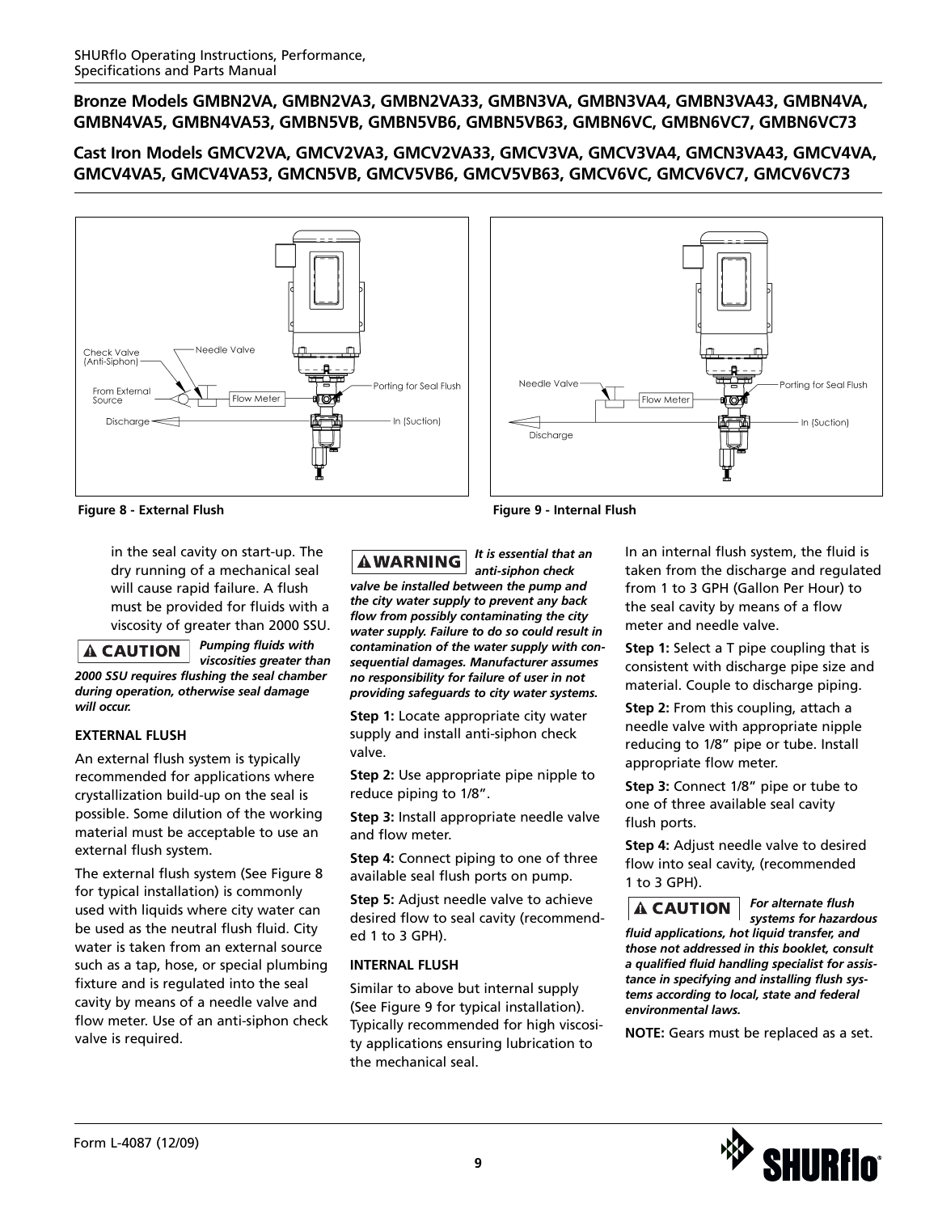**Bronze Models GMBN2VA, GMBN2VA3, GMBN2VA33, GMBN3VA, GMBN3VA4, GMBN3VA43, GMBN4VA, GMBN4VA5, GMBN4VA53, GMBN5VB, GMBN5VB6, GMBN5VB63, GMBN6VC, GMBN6VC7, GMBN6VC73**

**Cast Iron Models GMCV2VA, GMCV2VA3, GMCV2VA33, GMCV3VA, GMCV3VA4, GMCN3VA43, GMCV4VA, GMCV4VA5, GMCV4VA53, GMCN5VB, GMCV5VB6, GMCV5VB63, GMCV6VC, GMCV6VC7, GMCV6VC73**

Check Valve (Anti-Siphon) · Needle Valve · From External Source · Flow Meter · Porting for Seal Flush · Discharge · In (Suction)

**Figure 8 - External Flush**

Needle Valve · Flow Meter · Porting for Seal Flush · Discharge · In (Suction)

**Figure 9 - Internal Flush**

in the seal cavity on start-up. The dry running of a mechanical seal will cause rapid failure. A flush must be provided for fluids with a viscosity of greater than 2000 SSU.

**⚠ CAUTION** ***Pumping fluids with viscosities greater than 2000 SSU requires flushing the seal chamber during operation, otherwise seal damage will occur.***

**EXTERNAL FLUSH**

An external flush system is typically recommended for applications where crystallization build-up on the seal is possible. Some dilution of the working material must be acceptable to use an external flush system.

The external flush system (See Figure 8 for typical installation) is commonly used with liquids where city water can be used as the neutral flush fluid. City water is taken from an external source such as a tap, hose, or special plumbing fixture and is regulated into the seal cavity by means of a needle valve and flow meter. Use of an anti-siphon check valve is required.

**⚠WARNING** ***It is essential that an anti-siphon check valve be installed between the pump and the city water supply to prevent any back flow from possibly contaminating the city water supply. Failure to do so could result in contamination of the water supply with consequential damages. Manufacturer assumes no responsibility for failure of user in not providing safeguards to city water systems.***

**Step 1:** Locate appropriate city water supply and install anti-siphon check valve.

**Step 2:** Use appropriate pipe nipple to reduce piping to 1/8".

**Step 3:** Install appropriate needle valve and flow meter.

**Step 4:** Connect piping to one of three available seal flush ports on pump.

**Step 5:** Adjust needle valve to achieve desired flow to seal cavity (recommended 1 to 3 GPH).

**INTERNAL FLUSH**

Similar to above but internal supply (See Figure 9 for typical installation). Typically recommended for high viscosity applications ensuring lubrication to the mechanical seal.

In an internal flush system, the fluid is taken from the discharge and regulated from 1 to 3 GPH (Gallon Per Hour) to the seal cavity by means of a flow meter and needle valve.

**Step 1:** Select a T pipe coupling that is consistent with discharge pipe size and material. Couple to discharge piping.

**Step 2:** From this coupling, attach a needle valve with appropriate nipple reducing to 1/8" pipe or tube. Install appropriate flow meter.

**Step 3:** Connect 1/8" pipe or tube to one of three available seal cavity flush ports.

**Step 4:** Adjust needle valve to desired flow into seal cavity, (recommended 1 to 3 GPH).

**⚠ CAUTION** ***For alternate flush systems for hazardous fluid applications, hot liquid transfer, and those not addressed in this booklet, consult a qualified fluid handling specialist for assistance in specifying and installing flush systems according to local, state and federal environmental laws.***

**NOTE:** Gears must be replaced as a set.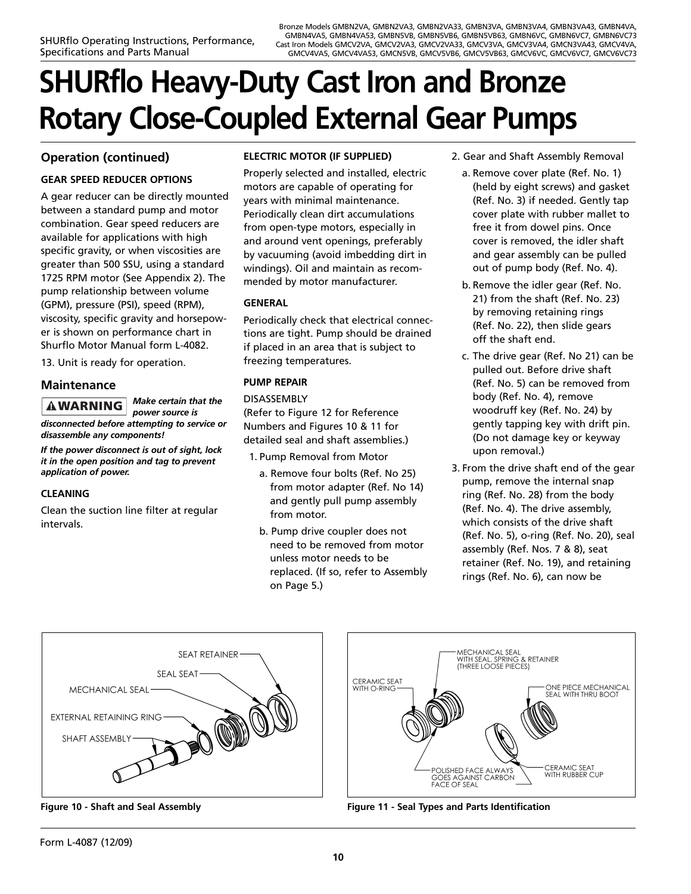# SHURflo Heavy-Duty Cast Iron and Bronze Rotary Close-Coupled External Gear Pumps

## Operation (continued)

**GEAR SPEED REDUCER OPTIONS**

A gear reducer can be directly mounted between a standard pump and motor combination. Gear speed reducers are available for applications with high specific gravity, or when viscosities are greater than 500 SSU, using a standard 1725 RPM motor (See Appendix 2). The pump relationship between volume (GPM), pressure (PSI), speed (RPM), viscosity, specific gravity and horsepower is shown on performance chart in Shurflo Motor Manual form L-4082.

13. Unit is ready for operation.

## Maintenance

**⚠WARNING** ***Make certain that the power source is disconnected before attempting to service or disassemble any components!***

***If the power disconnect is out of sight, lock it in the open position and tag to prevent application of power.***

**CLEANING**

Clean the suction line filter at regular intervals.

**ELECTRIC MOTOR (IF SUPPLIED)**

Properly selected and installed, electric motors are capable of operating for years with minimal maintenance. Periodically clean dirt accumulations from open-type motors, especially in and around vent openings, preferably by vacuuming (avoid imbedding dirt in windings). Oil and maintain as recommended by motor manufacturer.

**GENERAL**

Periodically check that electrical connections are tight. Pump should be drained if placed in an area that is subject to freezing temperatures.

**PUMP REPAIR**

DISASSEMBLY

(Refer to Figure 12 for Reference Numbers and Figures 10 & 11 for detailed seal and shaft assemblies.)

1. Pump Removal from Motor
   a. Remove four bolts (Ref. No 25) from motor adapter (Ref. No 14) and gently pull pump assembly from motor.
   b. Pump drive coupler does not need to be removed from motor unless motor needs to be replaced. (If so, refer to Assembly on Page 5.)
2. Gear and Shaft Assembly Removal
   a. Remove cover plate (Ref. No. 1) (held by eight screws) and gasket (Ref. No. 3) if needed. Gently tap cover plate with rubber mallet to free it from dowel pins. Once cover is removed, the idler shaft and gear assembly can be pulled out of pump body (Ref. No. 4).
   b. Remove the idler gear (Ref. No. 21) from the shaft (Ref. No. 23) by removing retaining rings (Ref. No. 22), then slide gears off the shaft end.
   c. The drive gear (Ref. No 21) can be pulled out. Before drive shaft (Ref. No. 5) can be removed from body (Ref. No. 4), remove woodruff key (Ref. No. 24) by gently tapping key with drift pin. (Do not damage key or keyway upon removal.)
3. From the drive shaft end of the gear pump, remove the internal snap ring (Ref. No. 28) from the body (Ref. No. 4). The drive assembly, which consists of the drive shaft (Ref. No. 5), o-ring (Ref. No. 20), seal assembly (Ref. Nos. 7 & 8), seat retainer (Ref. No. 19), and retaining rings (Ref. No. 6), can now be

SEAT RETAINER
SEAL SEAT
MECHANICAL SEAL
EXTERNAL RETAINING RING
SHAFT ASSEMBLY

**Figure 10 - Shaft and Seal Assembly**

MECHANICAL SEAL WITH SEAL, SPRING & RETAINER (THREE LOOSE PIECES)
CERAMIC SEAT WITH O-RING
ONE PIECE MECHANICAL SEAL WITH THRU BOOT
POLISHED FACE ALWAYS GOES AGAINST CARBON FACE OF SEAL
CERAMIC SEAT WITH RUBBER CUP

**Figure 11 - Seal Types and Parts Identification**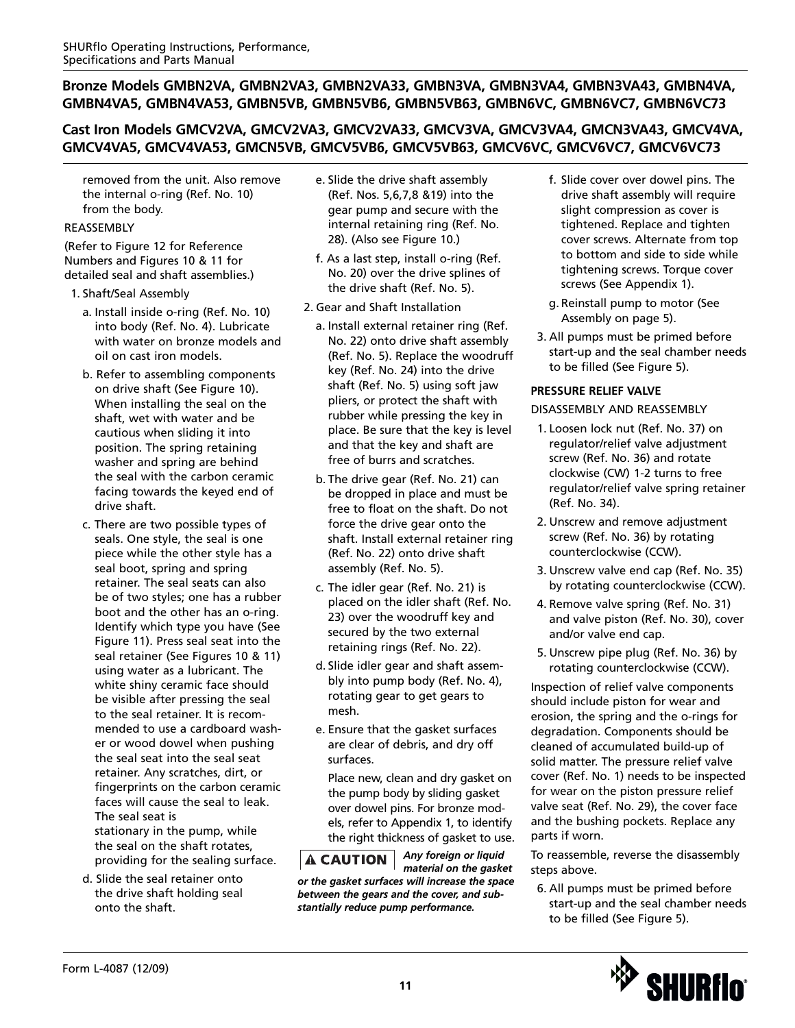## Bronze Models GMBN2VA, GMBN2VA3, GMBN2VA33, GMBN3VA, GMBN3VA4, GMBN3VA43, GMBN4VA, GMBN4VA5, GMBN4VA53, GMBN5VB, GMBN5VB6, GMBN5VB63, GMBN6VC, GMBN6VC7, GMBN6VC73

## Cast Iron Models GMCV2VA, GMCV2VA3, GMCV2VA33, GMCV3VA, GMCV3VA4, GMCN3VA43, GMCV4VA, GMCV4VA5, GMCV4VA53, GMCN5VB, GMCV5VB6, GMCV5VB63, GMCV6VC, GMCV6VC7, GMCV6VC73

removed from the unit. Also remove the internal o-ring (Ref. No. 10) from the body.

REASSEMBLY

(Refer to Figure 12 for Reference Numbers and Figures 10 & 11 for detailed seal and shaft assemblies.)

1. Shaft/Seal Assembly
   a. Install inside o-ring (Ref. No. 10) into body (Ref. No. 4). Lubricate with water on bronze models and oil on cast iron models.
   b. Refer to assembling components on drive shaft (See Figure 10). When installing the seal on the shaft, wet with water and be cautious when sliding it into position. The spring retaining washer and spring are behind the seal with the carbon ceramic facing towards the keyed end of drive shaft.
   c. There are two possible types of seals. One style, the seal is one piece while the other style has a seal boot, spring and spring retainer. The seal seats can also be of two styles; one has a rubber boot and the other has an o-ring. Identify which type you have (See Figure 11). Press seal seat into the seal retainer (See Figures 10 & 11) using water as a lubricant. The white shiny ceramic face should be visible after pressing the seal to the seal retainer. It is recommended to use a cardboard washer or wood dowel when pushing the seal seat into the seal seat retainer. Any scratches, dirt, or fingerprints on the carbon ceramic faces will cause the seal to leak. The seal seat is stationary in the pump, while the seal on the shaft rotates, providing for the sealing surface.
   d. Slide the seal retainer onto the drive shaft holding seal onto the shaft.
   e. Slide the drive shaft assembly (Ref. Nos. 5,6,7,8 &19) into the gear pump and secure with the internal retaining ring (Ref. No. 28). (Also see Figure 10.)
   f. As a last step, install o-ring (Ref. No. 20) over the drive splines of the drive shaft (Ref. No. 5).
2. Gear and Shaft Installation
   a. Install external retainer ring (Ref. No. 22) onto drive shaft assembly (Ref. No. 5). Replace the woodruff key (Ref. No. 24) into the drive shaft (Ref. No. 5) using soft jaw pliers, or protect the shaft with rubber while pressing the key in place. Be sure that the key is level and that the key and shaft are free of burrs and scratches.
   b. The drive gear (Ref. No. 21) can be dropped in place and must be free to float on the shaft. Do not force the drive gear onto the shaft. Install external retainer ring (Ref. No. 22) onto drive shaft assembly (Ref. No. 5).
   c. The idler gear (Ref. No. 21) is placed on the idler shaft (Ref. No. 23) over the woodruff key and secured by the two external retaining rings (Ref. No. 22).
   d. Slide idler gear and shaft assembly into pump body (Ref. No. 4), rotating gear to get gears to mesh.
   e. Ensure that the gasket surfaces are clear of debris, and dry off surfaces.

      Place new, clean and dry gasket on the pump body by sliding gasket over dowel pins. For bronze models, refer to Appendix 1, to identify the right thickness of gasket to use.

**⚠ CAUTION** ***Any foreign or liquid material on the gasket or the gasket surfaces will increase the space between the gears and the cover, and substantially reduce pump performance.***

   f. Slide cover over dowel pins. The drive shaft assembly will require slight compression as cover is tightened. Replace and tighten cover screws. Alternate from top to bottom and side to side while tightening screws. Torque cover screws (See Appendix 1).
   g. Reinstall pump to motor (See Assembly on page 5).
3. All pumps must be primed before start-up and the seal chamber needs to be filled (See Figure 5).

**PRESSURE RELIEF VALVE**

DISASSEMBLY AND REASSEMBLY

1. Loosen lock nut (Ref. No. 37) on regulator/relief valve adjustment screw (Ref. No. 36) and rotate clockwise (CW) 1-2 turns to free regulator/relief valve spring retainer (Ref. No. 34).
2. Unscrew and remove adjustment screw (Ref. No. 36) by rotating counterclockwise (CCW).
3. Unscrew valve end cap (Ref. No. 35) by rotating counterclockwise (CCW).
4. Remove valve spring (Ref. No. 31) and valve piston (Ref. No. 30), cover and/or valve end cap.
5. Unscrew pipe plug (Ref. No. 36) by rotating counterclockwise (CCW).

Inspection of relief valve components should include piston for wear and erosion, the spring and the o-rings for degradation. Components should be cleaned of accumulated build-up of solid matter. The pressure relief valve cover (Ref. No. 1) needs to be inspected for wear on the piston pressure relief valve seat (Ref. No. 29), the cover face and the bushing pockets. Replace any parts if worn.

To reassemble, reverse the disassembly steps above.

6. All pumps must be primed before start-up and the seal chamber needs to be filled (See Figure 5).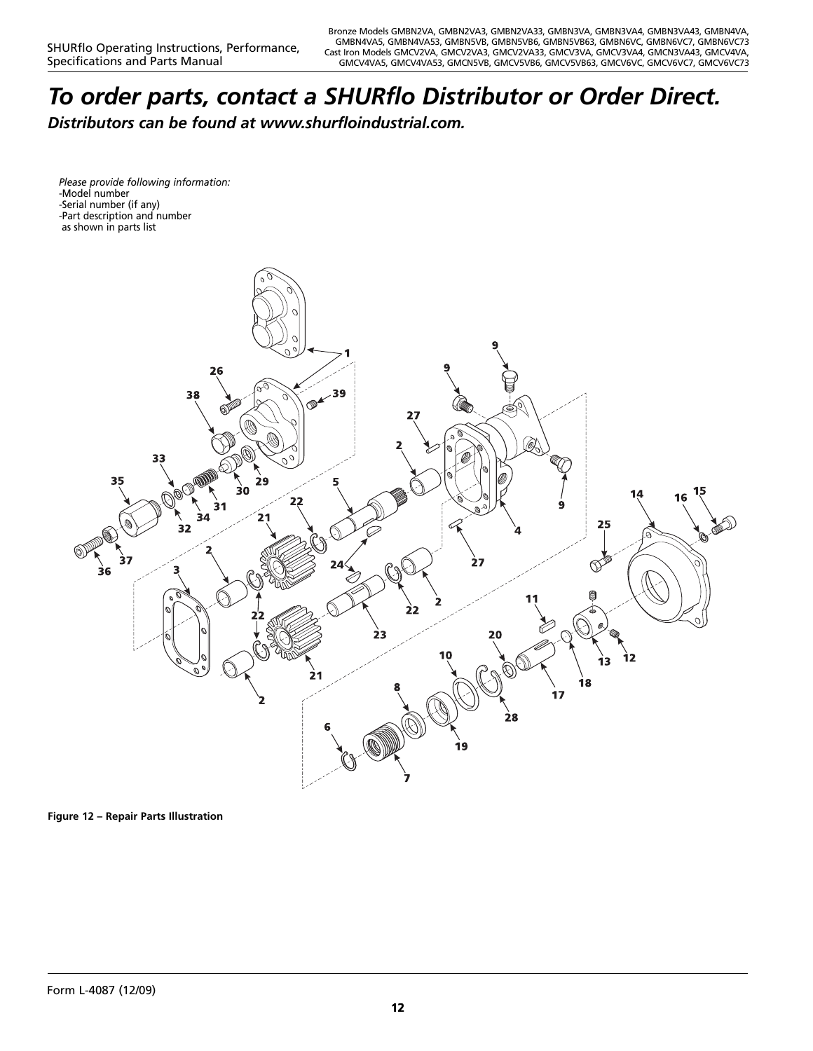# *To order parts, contact a SHURflo Distributor or Order Direct.*

***Distributors can be found at www.shurfloindustrial.com.***

*Please provide following information:*
- Model number
- Serial number (if any)
- Part description and number as shown in parts list

**Figure 12 – Repair Parts Illustration**

Form L-4087 (12/09)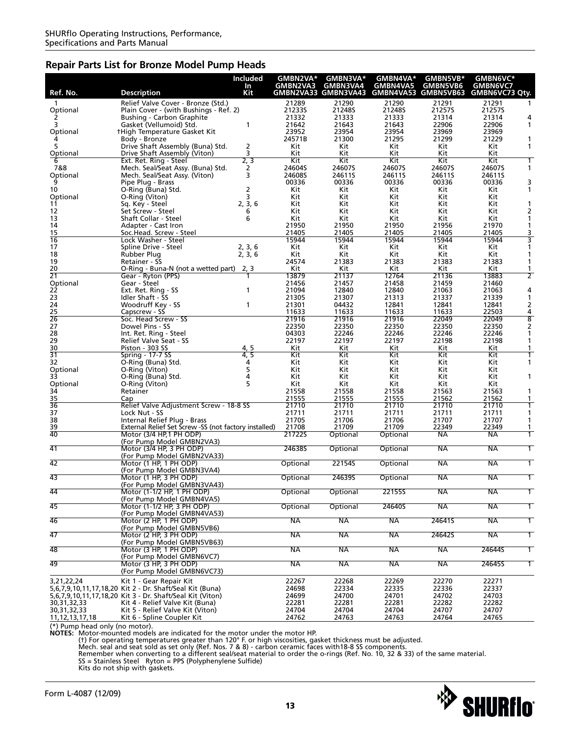## Repair Parts List for Bronze Model Pump Heads

| Ref. No. | Description | Included In Kit | GMBN2VA* GMBN2VA3 GMBN2VA33 | GMBN3VA* GMBN3VA4 GMBN3VA43 | GMBN4VA* GMBN4VA5 GMBN4VA53 | GMBN5VB* GMBN5VB6 GMBN5VB63 | GMBN6VC* GMBN6VC7 GMBN6VC73 | Qty. |
|---|---|---|---|---|---|---|---|---|
| 1 | Relief Valve Cover - Bronze (Std.) | | 21289 | 21290 | 21290 | 21291 | 21291 | 1 |
| Optional | Plain Cover - (with Bushings - Ref. 2) | | 21233S | 21248S | 21248S | 21257S | 21257S | |
| 2 | Bushing - Carbon Graphite | | 21332 | 21333 | 21333 | 21314 | 21314 | 4 |
| 3 | Gasket (Vellumoid) Std. | 1 | 21642 | 21643 | 21643 | 22906 | 22906 | 1 |
| Optional | †High Temperature Gasket Kit | | 23952 | 23954 | 23954 | 23969 | 23969 | |
| 4 | Body - Bronze | | 24571B | 21300 | 21295 | 21299 | 21229 | 1 |
| 5 | Drive Shaft Assembly (Buna) Std. | 2 | Kit | Kit | Kit | Kit | Kit | 1 |
| Optional | Drive Shaft Assembly (Viton) | 3 | Kit | Kit | Kit | Kit | Kit | |
| 6 | Ext. Ret. Ring - Steel | 2, 3 | Kit | Kit | Kit | Kit | Kit | 1 |
| 7&8 | Mech. Seal/Seat Assy. (Buna) Std. | 2 | 24604S | 24607S | 24607S | 24607S | 24607S | 1 |
| Optional | Mech. Seal/Seat Assy. (Viton) | 3 | 24608S | 24611S | 24611S | 24611S | 24611S | |
| 9 | Pipe Plug - Brass | | 00336 | 00336 | 00336 | 00336 | 00336 | 3 |
| 10 | O-Ring (Buna) Std. | 2 | Kit | Kit | Kit | Kit | Kit | 1 |
| Optional | O-Ring (Viton) | 3 | Kit | Kit | Kit | Kit | Kit | |
| 11 | Sq. Key - Steel | 2, 3, 6 | Kit | Kit | Kit | Kit | Kit | 1 |
| 12 | Set Screw - Steel | 6 | Kit | Kit | Kit | Kit | Kit | 2 |
| 13 | Shaft Collar - Steel | 6 | Kit | Kit | Kit | Kit | Kit | 1 |
| 14 | Adapter - Cast Iron | | 21950 | 21950 | 21950 | 21956 | 21970 | 1 |
| 15 | Soc.Head. Screw - Steel | | 21405 | 21405 | 21405 | 21405 | 21405 | 3 |
| 16 | Lock Washer - Steel | | 15944 | 15944 | 15944 | 15944 | 15944 | 3 |
| 17 | Spline Drive - Steel | 2, 3, 6 | Kit | Kit | Kit | Kit | Kit | 1 |
| 18 | Rubber Plug | 2, 3, 6 | Kit | Kit | Kit | Kit | Kit | 1 |
| 19 | Retainer - SS | | 24574 | 21383 | 21383 | 21383 | 21383 | 1 |
| 20 | O-Ring - Buna-N (not a wetted part) | 2, 3 | Kit | Kit | Kit | Kit | Kit | 1 |
| 21 | Gear - Ryton (PPS) | 1 | 13879 | 21137 | 12764 | 21136 | 13883 | 2 |
| Optional | Gear - Steel | | 21456 | 21457 | 21458 | 21459 | 21460 | |
| 22 | Ext. Ret. Ring - SS | 1 | 21094 | 12840 | 12840 | 21063 | 21063 | 4 |
| 23 | Idler Shaft - SS | | 21305 | 21307 | 21313 | 21337 | 21339 | 1 |
| 24 | Woodruff Key - SS | 1 | 21301 | 04432 | 12841 | 12841 | 12841 | 2 |
| 25 | Capscrew - SS | | 11633 | 11633 | 11633 | 11633 | 22503 | 4 |
| 26 | Soc. Head Screw - SS | | 21916 | 21916 | 21916 | 22049 | 22049 | 8 |
| 27 | Dowel Pins - SS | | 22350 | 22350 | 22350 | 22350 | 22350 | 2 |
| 28 | Int. Ret. Ring - Steel | | 04303 | 22246 | 22246 | 22246 | 22246 | 1 |
| 29 | Relief Valve Seat - SS | | 22197 | 22197 | 22197 | 22198 | 22198 | 1 |
| 30 | Piston - 303 SS | 4, 5 | Kit | Kit | Kit | Kit | Kit | 1 |
| 31 | Spring - 17-7 SS | 4, 5 | Kit | Kit | Kit | Kit | Kit | 1 |
| 32 | O-Ring (Buna) Std. | 4 | Kit | Kit | Kit | Kit | Kit | 1 |
| Optional | O-Ring (Viton) | 5 | Kit | Kit | Kit | Kit | Kit | |
| 33 | O-Ring (Buna) Std. | 4 | Kit | Kit | Kit | Kit | Kit | 1 |
| Optional | O-Ring (Viton) | 5 | Kit | Kit | Kit | Kit | Kit | |
| 34 | Retainer | | 21558 | 21558 | 21558 | 21563 | 21563 | 1 |
| 35 | Cap | | 21555 | 21555 | 21555 | 21562 | 21562 | 1 |
| 36 | Relief Valve Adjustment Screw - 18-8 SS | | 21710 | 21710 | 21710 | 21710 | 21710 | 1 |
| 37 | Lock Nut - SS | | 21711 | 21711 | 21711 | 21711 | 21711 | 1 |
| 38 | Internal Relief Plug - Brass | | 21705 | 21706 | 21706 | 21707 | 21707 | 1 |
| 39 | External Relief Set Screw -SS (not factory installed) | | 21708 | 21709 | 21709 | 22349 | 22349 | 1 |
| 40 | Motor (3/4 HP,1 PH ODP) (For Pump Model GMBN2VA3) | | 21722S | Optional | Optional | NA | NA | 1 |
| 41 | Motor (3/4 HP, 3 PH ODP) (For Pump Model GMBN2VA33) | | 24638S | Optional | Optional | NA | NA | 1 |
| 42 | Motor (1 HP, 1 PH ODP) (For Pump Model GMBN3VA4) | | Optional | 22154S | Optional | NA | NA | 1 |
| 43 | Motor (1 HP, 3 PH ODP) (For Pump Model GMBN3VA43) | | Optional | 24639S | Optional | NA | NA | 1 |
| 44 | Motor (1-1/2 HP, 1 PH ODP) (For Pump Model GMBN4VA5) | | Optional | Optional | 22155S | NA | NA | 1 |
| 45 | Motor (1-1/2 HP, 3 PH ODP) (For Pump Model GMBN4VA53) | | Optional | Optional | 24640S | NA | NA | 1 |
| 46 | Motor (2 HP, 1 PH ODP) (For Pump Model GMBN5VB6) | | NA | NA | NA | 24641S | NA | 1 |
| 47 | Motor (2 HP, 3 PH ODP) (For Pump Model GMBN5VB63) | | NA | NA | NA | 24642S | NA | 1 |
| 48 | Motor (3 HP, 1 PH ODP) (For Pump Model GMBN6VC7) | | NA | NA | NA | NA | 24644S | 1 |
| 49 | Motor (3 HP, 3 PH ODP) (For Pump Model GMBN6VC73) | | NA | NA | NA | NA | 24645S | 1 |
| 3,21,22,24 | Kit 1 - Gear Repair Kit | | 22267 | 22268 | 22269 | 22270 | 22271 | |
| 5,6,7,9,10,11,17,18,20 | Kit 2 - Dr. Shaft/Seal Kit (Buna) | | 24698 | 22334 | 22335 | 22336 | 22337 | |
| 5,6,7,9,10,11,17,18,20 | Kit 3 - Dr. Shaft/Seal Kit (Viton) | | 24699 | 24700 | 24701 | 24702 | 24703 | |
| 30,31,32,33 | Kit 4 - Relief Valve Kit (Buna) | | 22281 | 22281 | 22281 | 22282 | 22282 | |
| 30,31,32,33 | Kit 5 - Relief Valve Kit (Viton) | | 24704 | 24704 | 24704 | 24707 | 24707 | |
| 11,12,13,17,18 | Kit 6 - Spline Coupler Kit | | 24762 | 24763 | 24763 | 24764 | 24765 | |

(*) Pump head only (no motor).

**NOTES:** Motor-mounted models are indicated for the motor under the motor HP.
(†) For operating temperatures greater than 120° F. or high viscosities, gasket thickness must be adjusted.
Mech. seal and seat sold as set only (Ref. Nos. 7 & 8) - carbon ceramic faces with18-8 SS components.
Remember when converting to a different seal/seat material to order the o-rings (Ref. No. 10, 32 & 33) of the same material.
SS = Stainless Steel Ryton = PPS (Polyphenylene Sulfide)
Kits do not ship with gaskets.

Form L-4087 (12/09)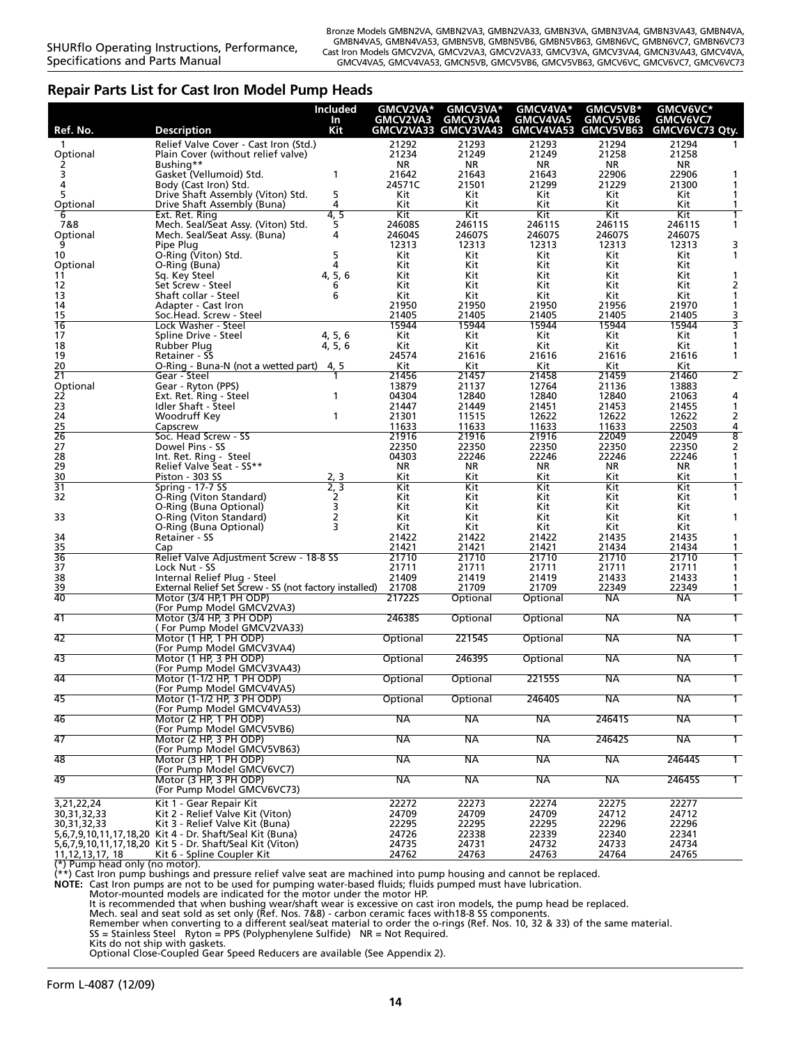## Repair Parts List for Cast Iron Model Pump Heads

| Ref. No. | Description | Included In Kit | GMCV2VA* GMCV2VA3 GMCV2VA33 | GMCV3VA* GMCV3VA4 GMCV3VA43 | GMCV4VA* GMCV4VA5 GMCV4VA53 | GMCV5VB* GMCV5VB6 GMCV5VB63 | GMCV6VC* GMCV6VC7 GMCV6VC73 | Qty. |
|---|---|---|---|---|---|---|---|---|
| 1 | Relief Valve Cover - Cast Iron (Std.) | | 21292 | 21293 | 21293 | 21294 | 21294 | 1 |
| Optional | Plain Cover (without relief valve) | | 21234 | 21249 | 21249 | 21258 | 21258 | |
| 2 | Bushing** | | NR | NR | NR | NR | NR | |
| 3 | Gasket (Vellumoid) Std. | 1 | 21642 | 21643 | 21643 | 22906 | 22906 | 1 |
| 4 | Body (Cast Iron) Std. | | 24571C | 21501 | 21299 | 21229 | 21300 | 1 |
| 5 | Drive Shaft Assembly (Viton) Std. | 5 | Kit | Kit | Kit | Kit | Kit | 1 |
| Optional | Drive Shaft Assembly (Buna) | 4 | Kit | Kit | Kit | Kit | Kit | 1 |
| 6 | Ext. Ret. Ring | 4, 5 | Kit | Kit | Kit | Kit | Kit | 1 |
| 7&8 | Mech. Seal/Seat Assy. (Viton) Std. | 5 | 24608S | 24611S | 24611S | 24611S | 24611S | 1 |
| Optional | Mech. Seal/Seat Assy. (Buna) | 4 | 24604S | 24607S | 24607S | 24607S | 24607S | |
| 9 | Pipe Plug | | 12313 | 12313 | 12313 | 12313 | 12313 | 3 |
| 10 | O-Ring (Viton) Std. | 5 | Kit | Kit | Kit | Kit | Kit | 1 |
| Optional | O-Ring (Buna) | 4 | Kit | Kit | Kit | Kit | Kit | |
| 11 | Sq. Key Steel | 4, 5, 6 | Kit | Kit | Kit | Kit | Kit | 1 |
| 12 | Set Screw - Steel | 6 | Kit | Kit | Kit | Kit | Kit | 2 |
| 13 | Shaft collar - Steel | 6 | Kit | Kit | Kit | Kit | Kit | 1 |
| 14 | Adapter - Cast Iron | | 21950 | 21950 | 21950 | 21956 | 21970 | 1 |
| 15 | Soc.Head. Screw - Steel | | 21405 | 21405 | 21405 | 21405 | 21405 | 3 |
| 16 | Lock Washer - Steel | | 15944 | 15944 | 15944 | 15944 | 15944 | 3 |
| 17 | Spline Drive - Steel | 4, 5, 6 | Kit | Kit | Kit | Kit | Kit | 1 |
| 18 | Rubber Plug | 4, 5, 6 | Kit | Kit | Kit | Kit | Kit | 1 |
| 19 | Retainer - SS | | 24574 | 21616 | 21616 | 21616 | 21616 | 1 |
| 20 | O-Ring - Buna-N (not a wetted part) | 4, 5 | Kit | Kit | Kit | Kit | Kit | |
| 21 | Gear - Steel | 1 | 21456 | 21457 | 21458 | 21459 | 21460 | 2 |
| Optional | Gear - Ryton (PPS) | | 13879 | 21137 | 12764 | 21136 | 13883 | |
| 22 | Ext. Ret. Ring - Steel | 1 | 04304 | 12840 | 12840 | 12840 | 21063 | 4 |
| 23 | Idler Shaft - Steel | | 21447 | 21449 | 21451 | 21453 | 21455 | 1 |
| 24 | Woodruff Key | 1 | 21301 | 11515 | 12622 | 12622 | 12622 | 2 |
| 25 | Capscrew | | 11633 | 11633 | 11633 | 11633 | 22503 | 4 |
| 26 | Soc. Head Screw - SS | | 21916 | 21916 | 21916 | 22049 | 22049 | 8 |
| 27 | Dowel Pins - SS | | 22350 | 22350 | 22350 | 22350 | 22350 | 2 |
| 28 | Int. Ret. Ring - Steel | | 04303 | 22246 | 22246 | 22246 | 22246 | 1 |
| 29 | Relief Valve Seat - SS** | | NR | NR | NR | NR | NR | 1 |
| 30 | Piston - 303 SS | 2, 3 | Kit | Kit | Kit | Kit | Kit | 1 |
| 31 | Spring - 17-7 SS | 2, 3 | Kit | Kit | Kit | Kit | Kit | 1 |
| 32 | O-Ring (Viton Standard) | 2 | Kit | Kit | Kit | Kit | Kit | 1 |
| | O-Ring (Buna Optional) | 3 | Kit | Kit | Kit | Kit | Kit | |
| 33 | O-Ring (Viton Standard) | 2 | Kit | Kit | Kit | Kit | Kit | 1 |
| | O-Ring (Buna Optional) | 3 | Kit | Kit | Kit | Kit | Kit | |
| 34 | Retainer - SS | | 21422 | 21422 | 21422 | 21435 | 21435 | 1 |
| 35 | Cap | | 21421 | 21421 | 21421 | 21434 | 21434 | 1 |
| 36 | Relief Valve Adjustment Screw - 18-8 SS | | 21710 | 21710 | 21710 | 21710 | 21710 | 1 |
| 37 | Lock Nut - SS | | 21711 | 21711 | 21711 | 21711 | 21711 | 1 |
| 38 | Internal Relief Plug - Steel | | 21409 | 21419 | 21419 | 21433 | 21433 | 1 |
| 39 | External Relief Set Screw - SS (not factory installed) | | 21708 | 21709 | 21709 | 22349 | 22349 | 1 |
| 40 | Motor (3/4 HP,1 PH ODP) (For Pump Model GMCV2VA3) | | 21722S | Optional | Optional | NA | NA | 1 |
| 41 | Motor (3/4 HP, 3 PH ODP) ( For Pump Model GMCV2VA33) | | 24638S | Optional | Optional | NA | NA | 1 |
| 42 | Motor (1 HP, 1 PH ODP) (For Pump Model GMCV3VA4) | | Optional | 22154S | Optional | NA | NA | 1 |
| 43 | Motor (1 HP, 3 PH ODP) (For Pump Model GMCV3VA43) | | Optional | 24639S | Optional | NA | NA | 1 |
| 44 | Motor (1-1/2 HP, 1 PH ODP) (For Pump Model GMCV4VA5) | | Optional | Optional | 22155S | NA | NA | 1 |
| 45 | Motor (1-1/2 HP, 3 PH ODP) (For Pump Model GMCV4VA53) | | Optional | Optional | 24640S | NA | NA | 1 |
| 46 | Motor (2 HP, 1 PH ODP) (For Pump Model GMCV5VB6) | | NA | NA | NA | 24641S | NA | 1 |
| 47 | Motor (2 HP, 3 PH ODP) (For Pump Model GMCV5VB63) | | NA | NA | NA | 24642S | NA | 1 |
| 48 | Motor (3 HP, 1 PH ODP) (For Pump Model GMCV6VC7) | | NA | NA | NA | NA | 24644S | 1 |
| 49 | Motor (3 HP, 3 PH ODP) (For Pump Model GMCV6VC73) | | NA | NA | NA | NA | 24645S | 1 |
| 3,21,22,24 | Kit 1 - Gear Repair Kit | | 22272 | 22273 | 22274 | 22275 | 22277 | |
| 30,31,32,33 | Kit 2 - Relief Valve Kit (Viton) | | 24709 | 24709 | 24709 | 24712 | 24712 | |
| 30,31,32,33 | Kit 3 - Relief Valve Kit (Buna) | | 22295 | 22295 | 22295 | 22296 | 22296 | |
| 5,6,7,9,10,11,17,18,20 | Kit 4 - Dr. Shaft/Seal Kit (Buna) | | 24726 | 22338 | 22339 | 22340 | 22341 | |
| 5,6,7,9,10,11,17,18,20 | Kit 5 - Dr. Shaft/Seal Kit (Viton) | | 24735 | 24731 | 24732 | 24733 | 24734 | |
| 11,12,13,17, 18 | Kit 6 - Spline Coupler Kit | | 24762 | 24763 | 24763 | 24764 | 24765 | |

(*) Pump head only (no motor).
(**) Cast Iron pump bushings and pressure relief valve seat are machined into pump housing and cannot be replaced.

**NOTE:** Cast Iron pumps are not to be used for pumping water-based fluids; fluids pumped must have lubrication.
Motor-mounted models are indicated for the motor under the motor HP.
It is recommended that when bushing wear/shaft wear is excessive on cast iron models, the pump head be replaced.
Mech. seal and seat sold as set only (Ref. Nos. 7&8) - carbon ceramic faces with18-8 SS components.
Remember when converting to a different seal/seat material to order the o-rings (Ref. Nos. 10, 32 & 33) of the same material.
SS = Stainless Steel Ryton = PPS (Polyphenylene Sulfide) NR = Not Required.
Kits do not ship with gaskets.
Optional Close-Coupled Gear Speed Reducers are available (See Appendix 2).

Form L-4087 (12/09)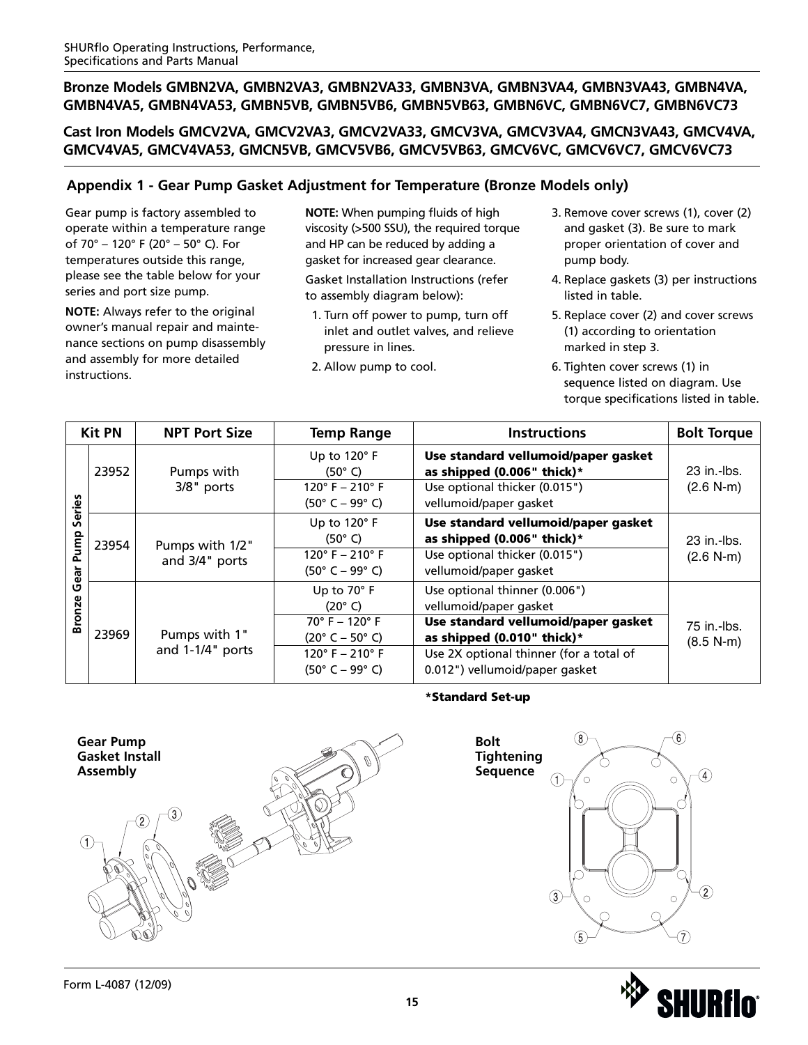**Bronze Models GMBN2VA, GMBN2VA3, GMBN2VA33, GMBN3VA, GMBN3VA4, GMBN3VA43, GMBN4VA, GMBN4VA5, GMBN4VA53, GMBN5VB, GMBN5VB6, GMBN5VB63, GMBN6VC, GMBN6VC7, GMBN6VC73**

**Cast Iron Models GMCV2VA, GMCV2VA3, GMCV2VA33, GMCV3VA, GMCV3VA4, GMCN3VA43, GMCV4VA, GMCV4VA5, GMCV4VA53, GMCN5VB, GMCV5VB6, GMCV5VB63, GMCV6VC, GMCV6VC7, GMCV6VC73**

## Appendix 1 - Gear Pump Gasket Adjustment for Temperature (Bronze Models only)

Gear pump is factory assembled to operate within a temperature range of 70° – 120° F (20° – 50° C). For temperatures outside this range, please see the table below for your series and port size pump.

**NOTE:** Always refer to the original owner's manual repair and maintenance sections on pump disassembly and assembly for more detailed instructions.

**NOTE:** When pumping fluids of high viscosity (>500 SSU), the required torque and HP can be reduced by adding a gasket for increased gear clearance.

Gasket Installation Instructions (refer to assembly diagram below):

1. Turn off power to pump, turn off inlet and outlet valves, and relieve pressure in lines.
2. Allow pump to cool.
3. Remove cover screws (1), cover (2) and gasket (3). Be sure to mark proper orientation of cover and pump body.
4. Replace gaskets (3) per instructions listed in table.
5. Replace cover (2) and cover screws (1) according to orientation marked in step 3.
6. Tighten cover screws (1) in sequence listed on diagram. Use torque specifications listed in table.

| | Kit PN | NPT Port Size | Temp Range | Instructions | Bolt Torque |
|---|---|---|---|---|---|
| Bronze Gear Pump Series | 23952 | Pumps with 3/8" ports | Up to 120° F (50° C) | **Use standard vellumoid/paper gasket as shipped (0.006" thick)*** | 23 in.-lbs. (2.6 N-m) |
| | | | 120° F – 210° F (50° C – 99° C) | Use optional thicker (0.015") vellumoid/paper gasket | |
| | 23954 | Pumps with 1/2" and 3/4" ports | Up to 120° F (50° C) | **Use standard vellumoid/paper gasket as shipped (0.006" thick)*** | 23 in.-lbs. (2.6 N-m) |
| | | | 120° F – 210° F (50° C – 99° C) | Use optional thicker (0.015") vellumoid/paper gasket | |
| | 23969 | Pumps with 1" and 1-1/4" ports | Up to 70° F (20° C) | Use optional thinner (0.006") vellumoid/paper gasket | 75 in.-lbs. (8.5 N-m) |
| | | | 70° F – 120° F (20° C – 50° C) | **Use standard vellumoid/paper gasket as shipped (0.010" thick)*** | |
| | | | 120° F – 210° F (50° C – 99° C) | Use 2X optional thinner (for a total of 0.012") vellumoid/paper gasket | |

***Standard Set-up**

**Gear Pump Gasket Install Assembly**

**Bolt Tightening Sequence**

Form L-4087 (12/09)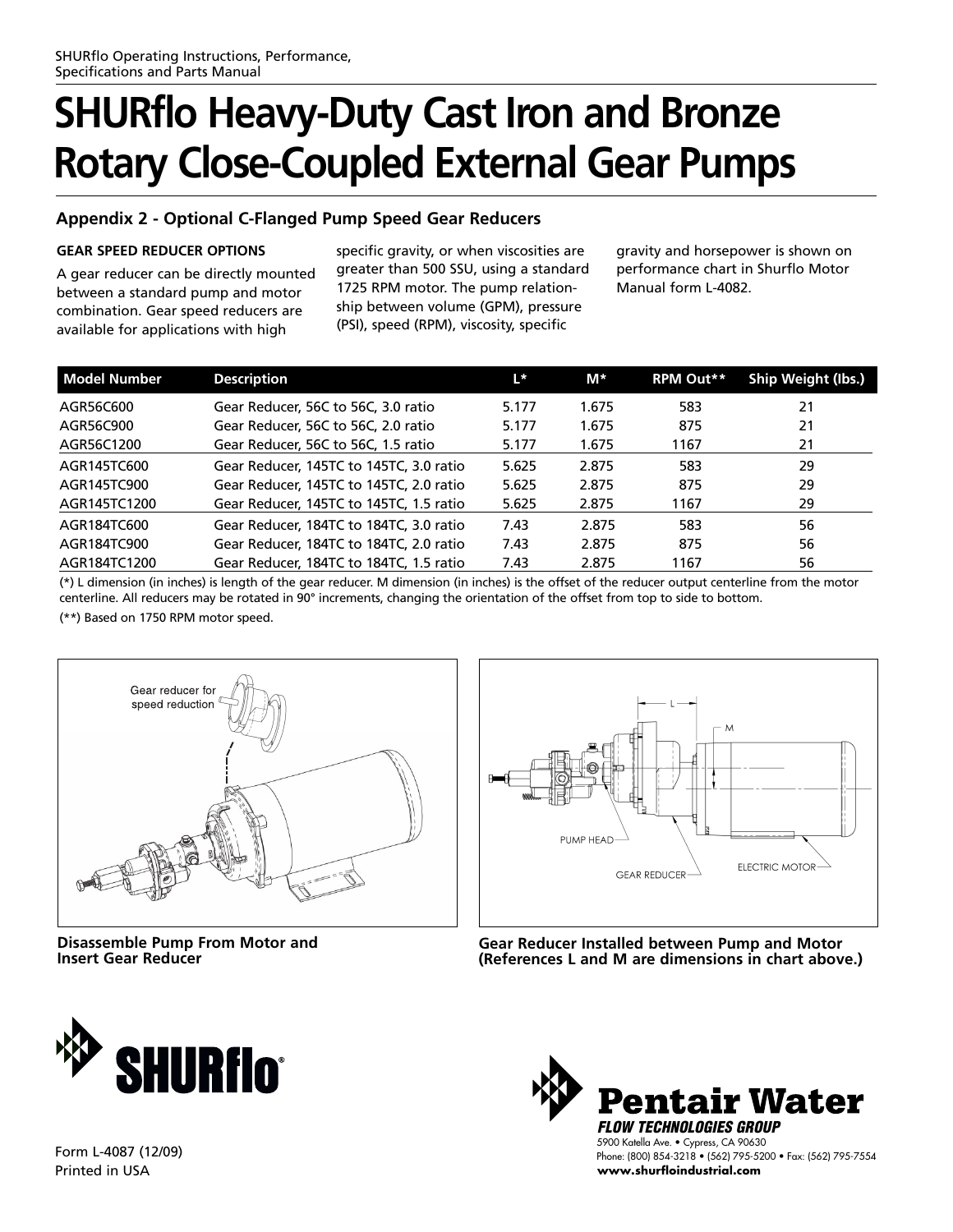# SHURflo Heavy-Duty Cast Iron and Bronze Rotary Close-Coupled External Gear Pumps

## Appendix 2 - Optional C-Flanged Pump Speed Gear Reducers

**GEAR SPEED REDUCER OPTIONS**

A gear reducer can be directly mounted between a standard pump and motor combination. Gear speed reducers are available for applications with high specific gravity, or when viscosities are greater than 500 SSU, using a standard 1725 RPM motor. The pump relationship between volume (GPM), pressure (PSI), speed (RPM), viscosity, specific gravity and horsepower is shown on performance chart in Shurflo Motor Manual form L-4082.

| Model Number | Description | L* | M* | RPM Out** | Ship Weight (lbs.) |
|---|---|---|---|---|---|
| AGR56C600 | Gear Reducer, 56C to 56C, 3.0 ratio | 5.177 | 1.675 | 583 | 21 |
| AGR56C900 | Gear Reducer, 56C to 56C, 2.0 ratio | 5.177 | 1.675 | 875 | 21 |
| AGR56C1200 | Gear Reducer, 56C to 56C, 1.5 ratio | 5.177 | 1.675 | 1167 | 21 |
| AGR145TC600 | Gear Reducer, 145TC to 145TC, 3.0 ratio | 5.625 | 2.875 | 583 | 29 |
| AGR145TC900 | Gear Reducer, 145TC to 145TC, 2.0 ratio | 5.625 | 2.875 | 875 | 29 |
| AGR145TC1200 | Gear Reducer, 145TC to 145TC, 1.5 ratio | 5.625 | 2.875 | 1167 | 29 |
| AGR184TC600 | Gear Reducer, 184TC to 184TC, 3.0 ratio | 7.43 | 2.875 | 583 | 56 |
| AGR184TC900 | Gear Reducer, 184TC to 184TC, 2.0 ratio | 7.43 | 2.875 | 875 | 56 |
| AGR184TC1200 | Gear Reducer, 184TC to 184TC, 1.5 ratio | 7.43 | 2.875 | 1167 | 56 |

(*) L dimension (in inches) is length of the gear reducer. M dimension (in inches) is the offset of the reducer output centerline from the motor centerline. All reducers may be rotated in 90° increments, changing the orientation of the offset from top to side to bottom.

(**) Based on 1750 RPM motor speed.

Gear reducer for speed reduction

**Disassemble Pump From Motor and Insert Gear Reducer**

L

M

PUMP HEAD

GEAR REDUCER

ELECTRIC MOTOR

**Gear Reducer Installed between Pump and Motor (References L and M are dimensions in chart above.)**

SHURflo®

Pentair Water

*FLOW TECHNOLOGIES GROUP*

5900 Katella Ave. • Cypress, CA 90630

Phone: (800) 854-3218 • (562) 795-5200 • Fax: (562) 795-7554

**www.shurfloindustrial.com**

Form L-4087 (12/09)

Printed in USA